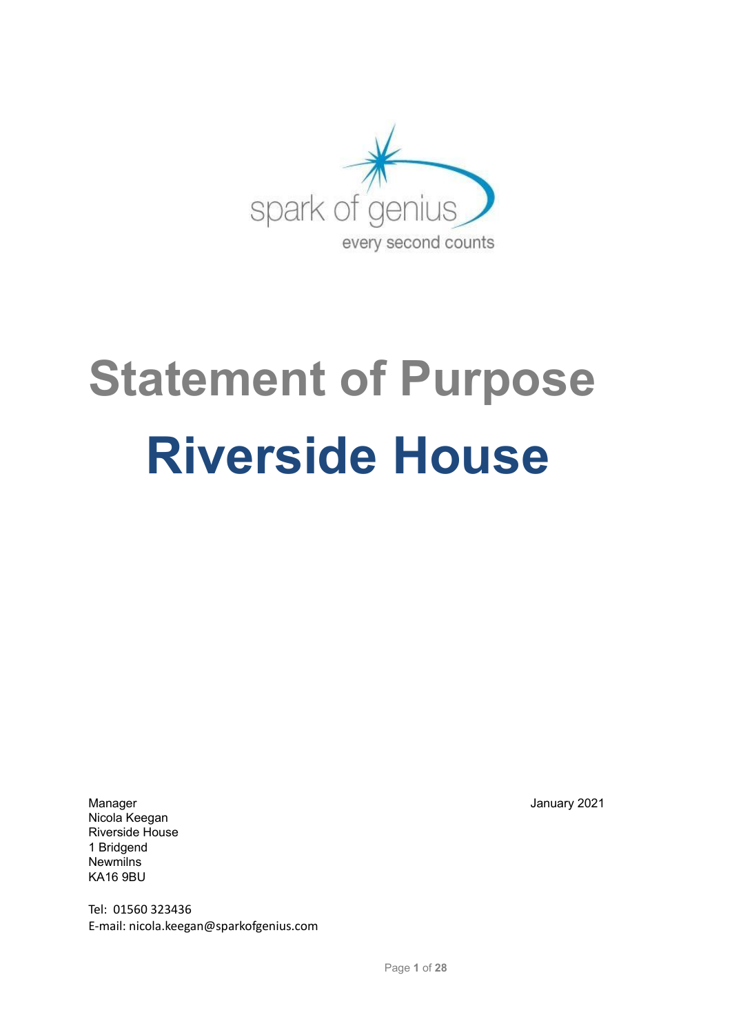spark of genius

every second counts

# Statement of Purpose

# Riverside House

January 2021

Manager
Nicola Keegan
Riverside House
1 Bridgend
Newmilns
KA16 9BU

Tel: 01560 323436
E-mail: nicola.keegan@sparkofgenius.com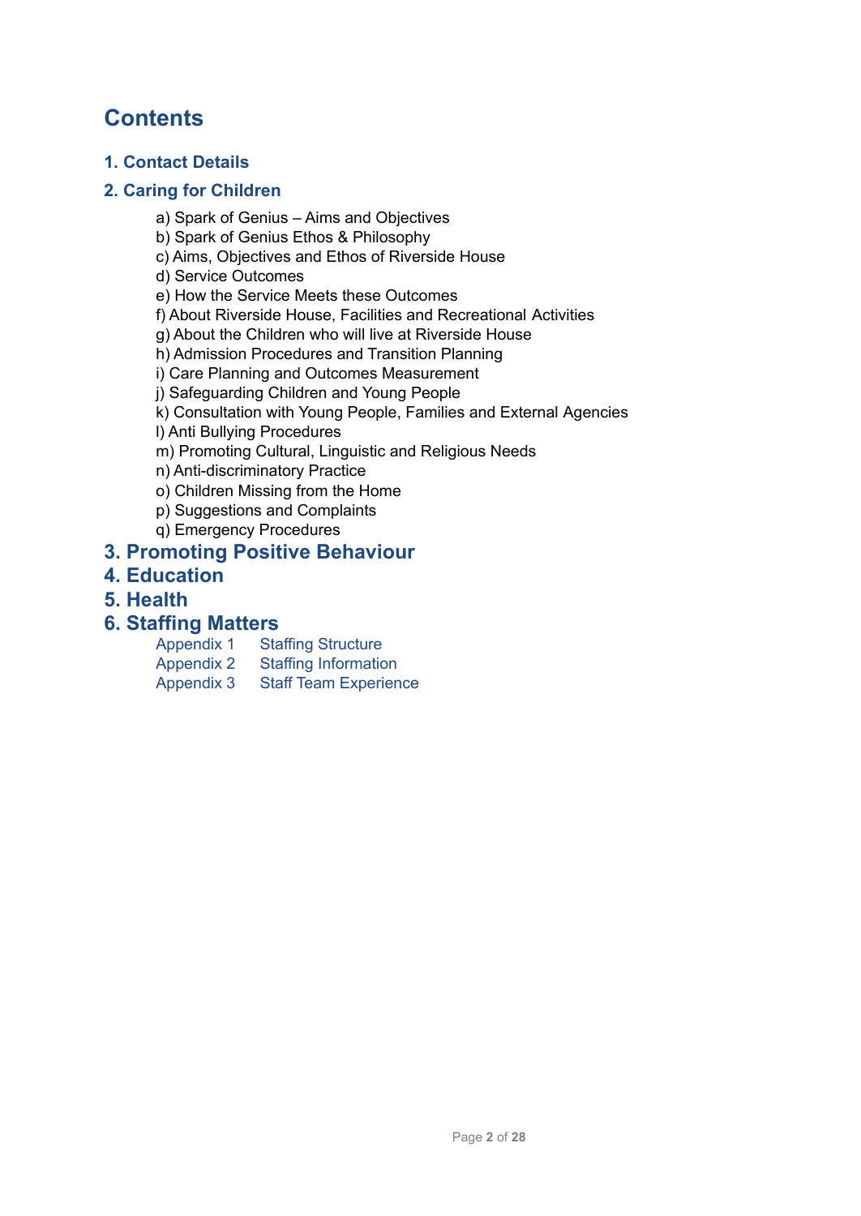# Contents

## 1. Contact Details

## 2. Caring for Children

a) Spark of Genius – Aims and Objectives
b) Spark of Genius Ethos & Philosophy
c) Aims, Objectives and Ethos of Riverside House
d) Service Outcomes
e) How the Service Meets these Outcomes
f) About Riverside House, Facilities and Recreational Activities
g) About the Children who will live at Riverside House
h) Admission Procedures and Transition Planning
i) Care Planning and Outcomes Measurement
j) Safeguarding Children and Young People
k) Consultation with Young People, Families and External Agencies
l) Anti Bullying Procedures
m) Promoting Cultural, Linguistic and Religious Needs
n) Anti-discriminatory Practice
o) Children Missing from the Home
p) Suggestions and Complaints
q) Emergency Procedures

## 3. Promoting Positive Behaviour

## 4. Education

## 5. Health

## 6. Staffing Matters

Appendix 1 Staffing Structure
Appendix 2 Staffing Information
Appendix 3 Staff Team Experience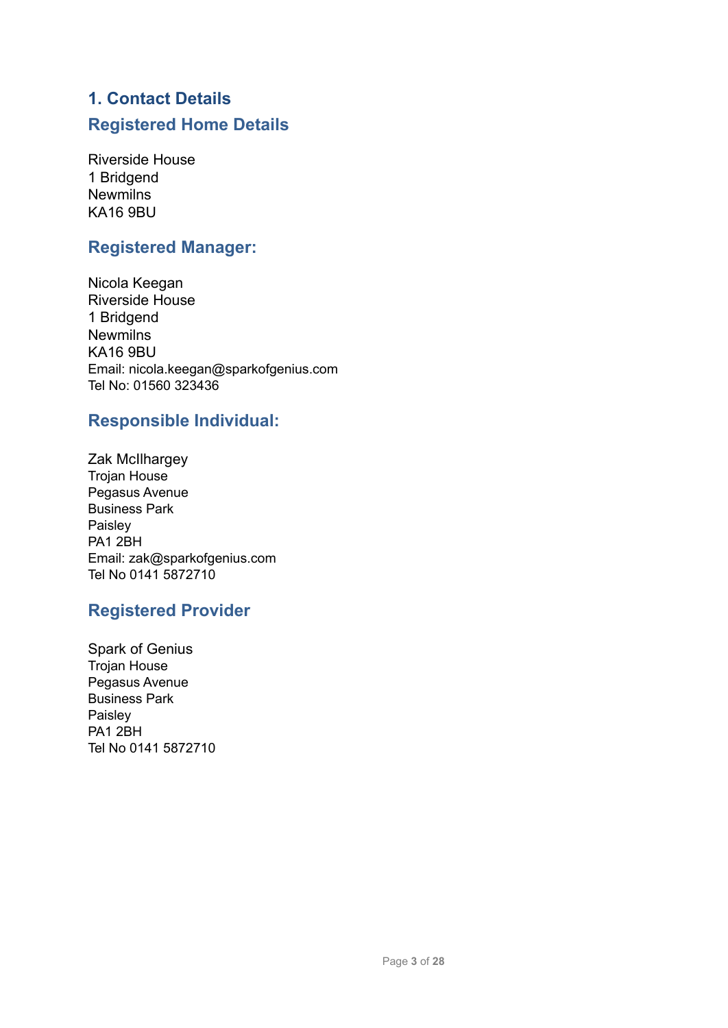# 1. Contact Details

## Registered Home Details

Riverside House
1 Bridgend
Newmilns
KA16 9BU

## Registered Manager:

Nicola Keegan
Riverside House
1 Bridgend
Newmilns
KA16 9BU
Email: nicola.keegan@sparkofgenius.com
Tel No: 01560 323436

## Responsible Individual:

Zak McIlhargey
Trojan House
Pegasus Avenue
Business Park
Paisley
PA1 2BH
Email: zak@sparkofgenius.com
Tel No 0141 5872710

## Registered Provider

Spark of Genius
Trojan House
Pegasus Avenue
Business Park
Paisley
PA1 2BH
Tel No 0141 5872710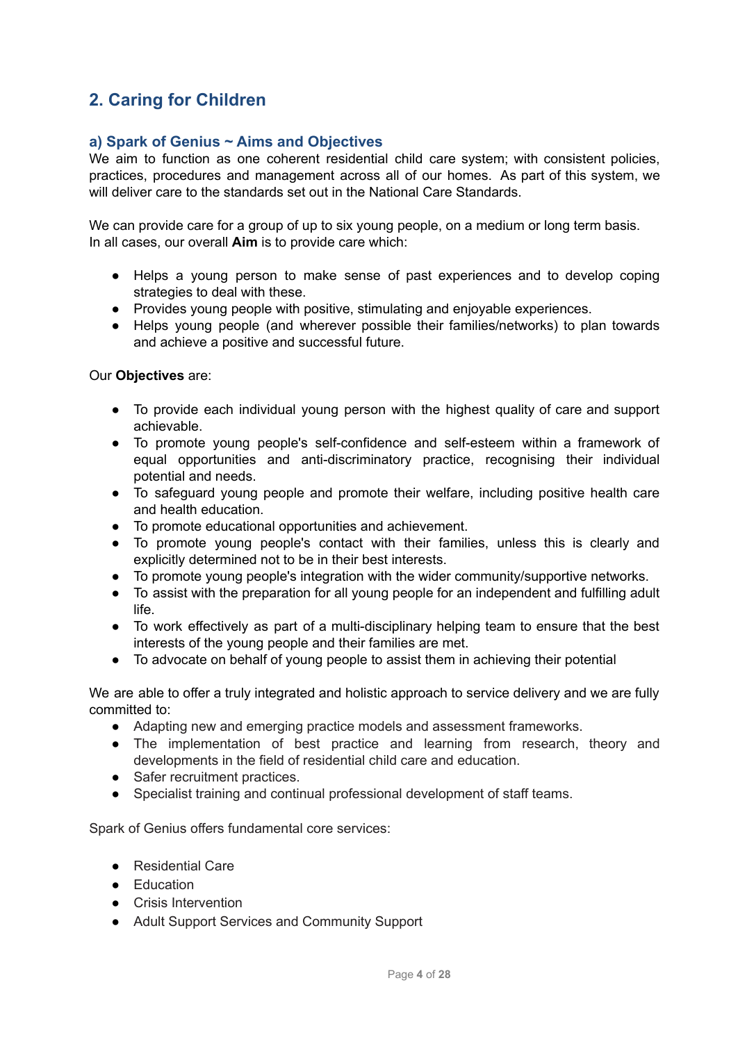## 2. Caring for Children

### a) Spark of Genius ~ Aims and Objectives

We aim to function as one coherent residential child care system; with consistent policies, practices, procedures and management across all of our homes. As part of this system, we will deliver care to the standards set out in the National Care Standards.

We can provide care for a group of up to six young people, on a medium or long term basis. In all cases, our overall **Aim** is to provide care which:

- Helps a young person to make sense of past experiences and to develop coping strategies to deal with these.
- Provides young people with positive, stimulating and enjoyable experiences.
- Helps young people (and wherever possible their families/networks) to plan towards and achieve a positive and successful future.

Our **Objectives** are:

- To provide each individual young person with the highest quality of care and support achievable.
- To promote young people's self-confidence and self-esteem within a framework of equal opportunities and anti-discriminatory practice, recognising their individual potential and needs.
- To safeguard young people and promote their welfare, including positive health care and health education.
- To promote educational opportunities and achievement.
- To promote young people's contact with their families, unless this is clearly and explicitly determined not to be in their best interests.
- To promote young people's integration with the wider community/supportive networks.
- To assist with the preparation for all young people for an independent and fulfilling adult life.
- To work effectively as part of a multi-disciplinary helping team to ensure that the best interests of the young people and their families are met.
- To advocate on behalf of young people to assist them in achieving their potential

We are able to offer a truly integrated and holistic approach to service delivery and we are fully committed to:

- Adapting new and emerging practice models and assessment frameworks.
- The implementation of best practice and learning from research, theory and developments in the field of residential child care and education.
- Safer recruitment practices.
- Specialist training and continual professional development of staff teams.

Spark of Genius offers fundamental core services:

- Residential Care
- Education
- Crisis Intervention
- Adult Support Services and Community Support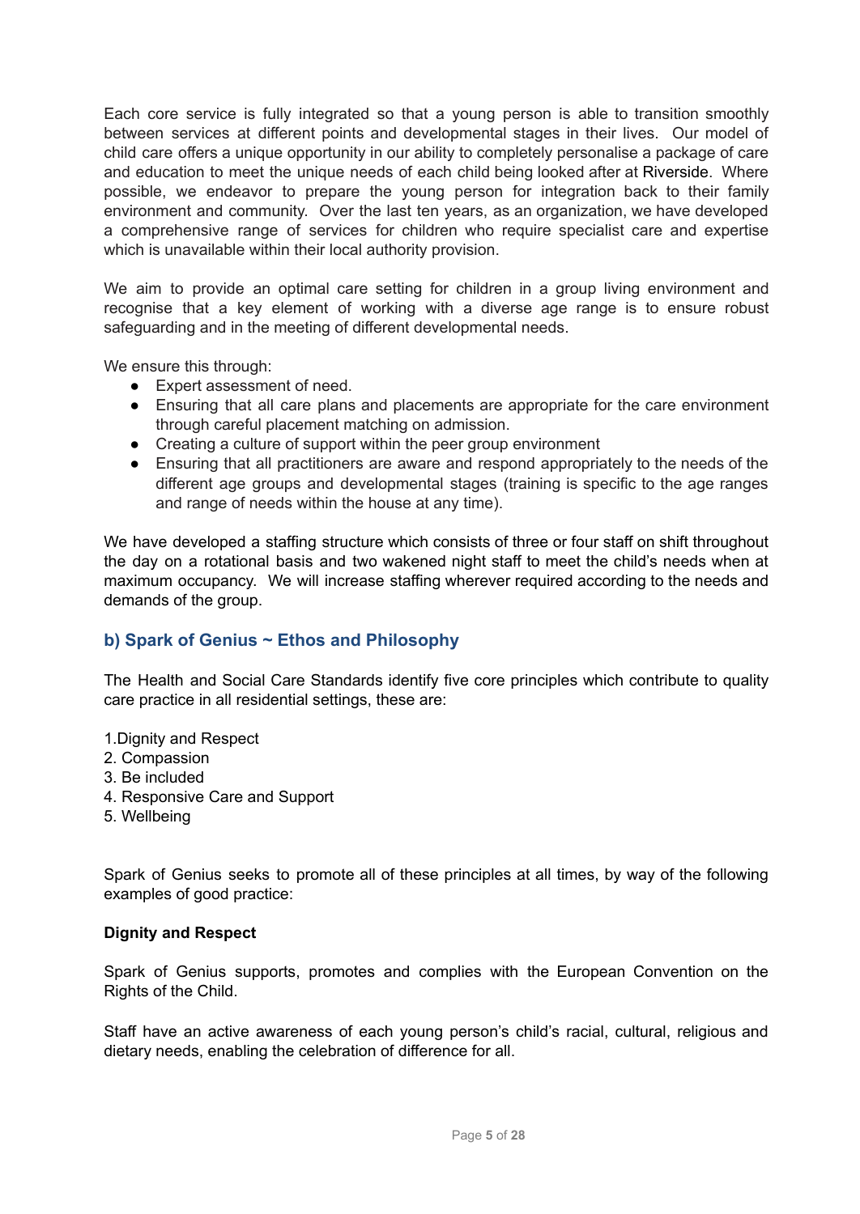Each core service is fully integrated so that a young person is able to transition smoothly between services at different points and developmental stages in their lives. Our model of child care offers a unique opportunity in our ability to completely personalise a package of care and education to meet the unique needs of each child being looked after at Riverside. Where possible, we endeavor to prepare the young person for integration back to their family environment and community. Over the last ten years, as an organization, we have developed a comprehensive range of services for children who require specialist care and expertise which is unavailable within their local authority provision.

We aim to provide an optimal care setting for children in a group living environment and recognise that a key element of working with a diverse age range is to ensure robust safeguarding and in the meeting of different developmental needs.

We ensure this through:

- Expert assessment of need.
- Ensuring that all care plans and placements are appropriate for the care environment through careful placement matching on admission.
- Creating a culture of support within the peer group environment
- Ensuring that all practitioners are aware and respond appropriately to the needs of the different age groups and developmental stages (training is specific to the age ranges and range of needs within the house at any time).

We have developed a staffing structure which consists of three or four staff on shift throughout the day on a rotational basis and two wakened night staff to meet the child's needs when at maximum occupancy. We will increase staffing wherever required according to the needs and demands of the group.

## b) Spark of Genius ~ Ethos and Philosophy

The Health and Social Care Standards identify five core principles which contribute to quality care practice in all residential settings, these are:

1. Dignity and Respect
2. Compassion
3. Be included
4. Responsive Care and Support
5. Wellbeing

Spark of Genius seeks to promote all of these principles at all times, by way of the following examples of good practice:

**Dignity and Respect**

Spark of Genius supports, promotes and complies with the European Convention on the Rights of the Child.

Staff have an active awareness of each young person's child's racial, cultural, religious and dietary needs, enabling the celebration of difference for all.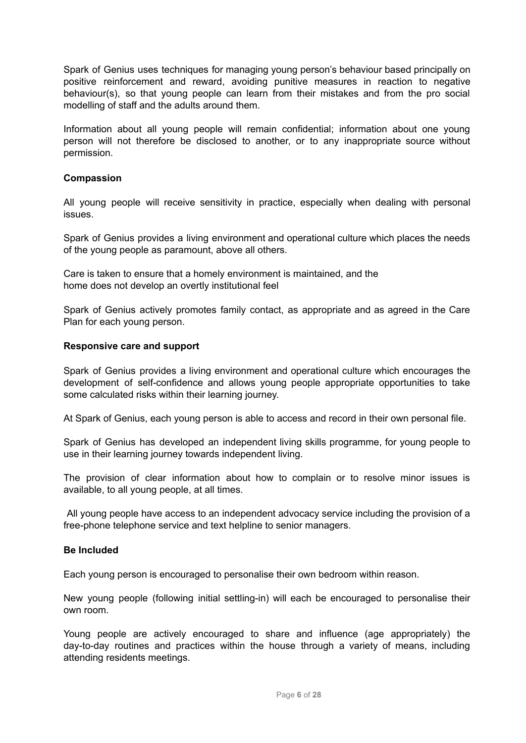Spark of Genius uses techniques for managing young person's behaviour based principally on positive reinforcement and reward, avoiding punitive measures in reaction to negative behaviour(s), so that young people can learn from their mistakes and from the pro social modelling of staff and the adults around them.

Information about all young people will remain confidential; information about one young person will not therefore be disclosed to another, or to any inappropriate source without permission.

**Compassion**

All young people will receive sensitivity in practice, especially when dealing with personal issues.

Spark of Genius provides a living environment and operational culture which places the needs of the young people as paramount, above all others.

Care is taken to ensure that a homely environment is maintained, and the home does not develop an overtly institutional feel

Spark of Genius actively promotes family contact, as appropriate and as agreed in the Care Plan for each young person.

**Responsive care and support**

Spark of Genius provides a living environment and operational culture which encourages the development of self-confidence and allows young people appropriate opportunities to take some calculated risks within their learning journey.

At Spark of Genius, each young person is able to access and record in their own personal file.

Spark of Genius has developed an independent living skills programme, for young people to use in their learning journey towards independent living.

The provision of clear information about how to complain or to resolve minor issues is available, to all young people, at all times.

All young people have access to an independent advocacy service including the provision of a free-phone telephone service and text helpline to senior managers.

**Be Included**

Each young person is encouraged to personalise their own bedroom within reason.

New young people (following initial settling-in) will each be encouraged to personalise their own room.

Young people are actively encouraged to share and influence (age appropriately) the day-to-day routines and practices within the house through a variety of means, including attending residents meetings.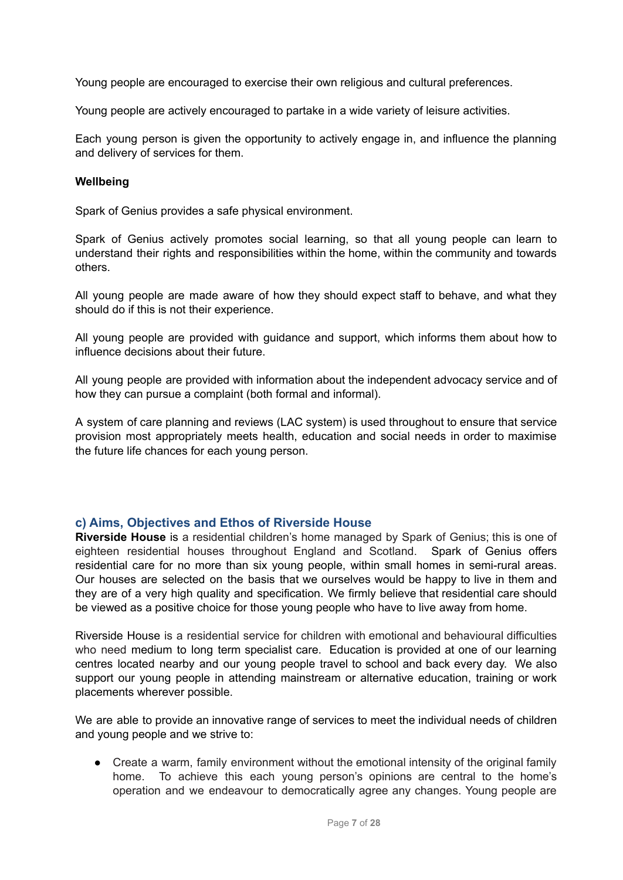Young people are encouraged to exercise their own religious and cultural preferences.

Young people are actively encouraged to partake in a wide variety of leisure activities.

Each young person is given the opportunity to actively engage in, and influence the planning and delivery of services for them.

**Wellbeing**

Spark of Genius provides a safe physical environment.

Spark of Genius actively promotes social learning, so that all young people can learn to understand their rights and responsibilities within the home, within the community and towards others.

All young people are made aware of how they should expect staff to behave, and what they should do if this is not their experience.

All young people are provided with guidance and support, which informs them about how to influence decisions about their future.

All young people are provided with information about the independent advocacy service and of how they can pursue a complaint (both formal and informal).

A system of care planning and reviews (LAC system) is used throughout to ensure that service provision most appropriately meets health, education and social needs in order to maximise the future life chances for each young person.

### c) Aims, Objectives and Ethos of Riverside House

**Riverside House** is a residential children's home managed by Spark of Genius; this is one of eighteen residential houses throughout England and Scotland. Spark of Genius offers residential care for no more than six young people, within small homes in semi-rural areas. Our houses are selected on the basis that we ourselves would be happy to live in them and they are of a very high quality and specification. We firmly believe that residential care should be viewed as a positive choice for those young people who have to live away from home.

Riverside House is a residential service for children with emotional and behavioural difficulties who need medium to long term specialist care. Education is provided at one of our learning centres located nearby and our young people travel to school and back every day. We also support our young people in attending mainstream or alternative education, training or work placements wherever possible.

We are able to provide an innovative range of services to meet the individual needs of children and young people and we strive to:

- Create a warm, family environment without the emotional intensity of the original family home. To achieve this each young person's opinions are central to the home's operation and we endeavour to democratically agree any changes. Young people are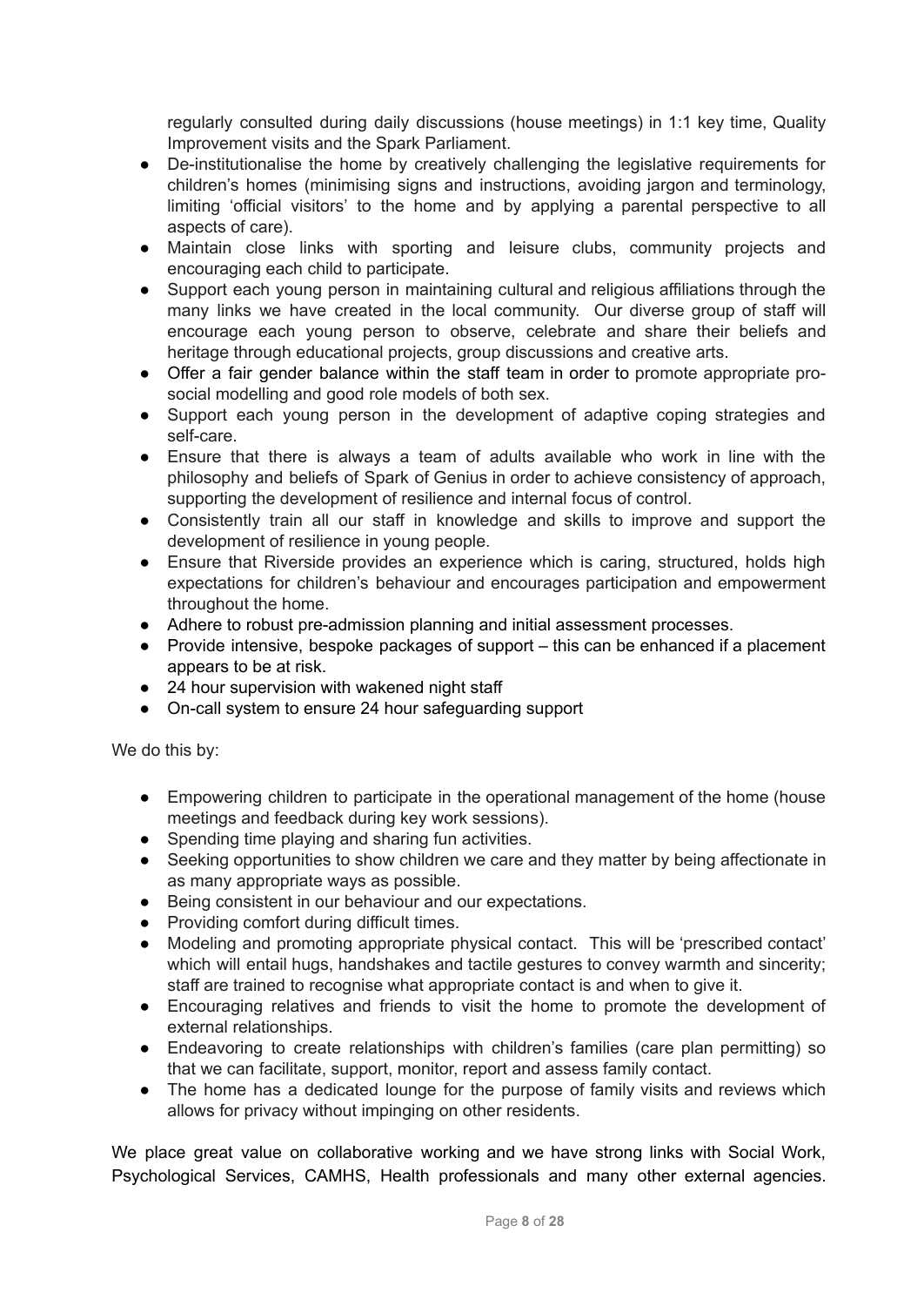regularly consulted during daily discussions (house meetings) in 1:1 key time, Quality Improvement visits and the Spark Parliament.

- De-institutionalise the home by creatively challenging the legislative requirements for children's homes (minimising signs and instructions, avoiding jargon and terminology, limiting 'official visitors' to the home and by applying a parental perspective to all aspects of care).
- Maintain close links with sporting and leisure clubs, community projects and encouraging each child to participate.
- Support each young person in maintaining cultural and religious affiliations through the many links we have created in the local community. Our diverse group of staff will encourage each young person to observe, celebrate and share their beliefs and heritage through educational projects, group discussions and creative arts.
- Offer a fair gender balance within the staff team in order to promote appropriate pro-social modelling and good role models of both sex.
- Support each young person in the development of adaptive coping strategies and self-care.
- Ensure that there is always a team of adults available who work in line with the philosophy and beliefs of Spark of Genius in order to achieve consistency of approach, supporting the development of resilience and internal focus of control.
- Consistently train all our staff in knowledge and skills to improve and support the development of resilience in young people.
- Ensure that Riverside provides an experience which is caring, structured, holds high expectations for children's behaviour and encourages participation and empowerment throughout the home.
- Adhere to robust pre-admission planning and initial assessment processes.
- Provide intensive, bespoke packages of support – this can be enhanced if a placement appears to be at risk.
- 24 hour supervision with wakened night staff
- On-call system to ensure 24 hour safeguarding support

We do this by:

- Empowering children to participate in the operational management of the home (house meetings and feedback during key work sessions).
- Spending time playing and sharing fun activities.
- Seeking opportunities to show children we care and they matter by being affectionate in as many appropriate ways as possible.
- Being consistent in our behaviour and our expectations.
- Providing comfort during difficult times.
- Modeling and promoting appropriate physical contact. This will be 'prescribed contact' which will entail hugs, handshakes and tactile gestures to convey warmth and sincerity; staff are trained to recognise what appropriate contact is and when to give it.
- Encouraging relatives and friends to visit the home to promote the development of external relationships.
- Endeavoring to create relationships with children's families (care plan permitting) so that we can facilitate, support, monitor, report and assess family contact.
- The home has a dedicated lounge for the purpose of family visits and reviews which allows for privacy without impinging on other residents.

We place great value on collaborative working and we have strong links with Social Work, Psychological Services, CAMHS, Health professionals and many other external agencies.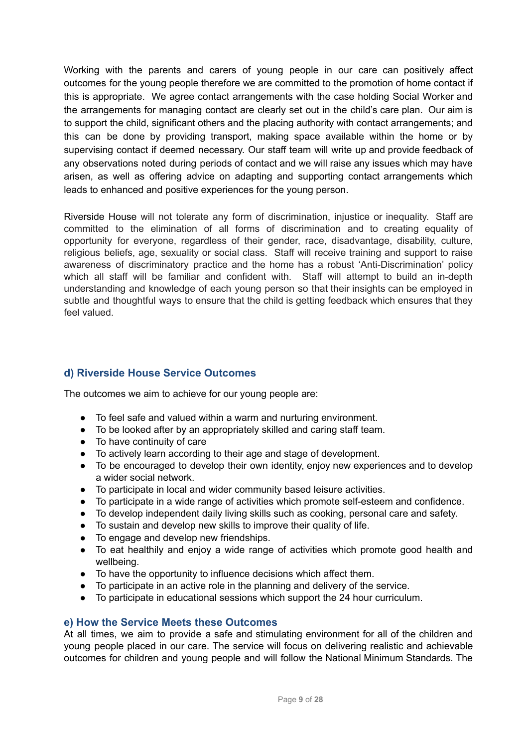Working with the parents and carers of young people in our care can positively affect outcomes for the young people therefore we are committed to the promotion of home contact if this is appropriate. We agree contact arrangements with the case holding Social Worker and the arrangements for managing contact are clearly set out in the child's care plan. Our aim is to support the child, significant others and the placing authority with contact arrangements; and this can be done by providing transport, making space available within the home or by supervising contact if deemed necessary. Our staff team will write up and provide feedback of any observations noted during periods of contact and we will raise any issues which may have arisen, as well as offering advice on adapting and supporting contact arrangements which leads to enhanced and positive experiences for the young person.

Riverside House will not tolerate any form of discrimination, injustice or inequality. Staff are committed to the elimination of all forms of discrimination and to creating equality of opportunity for everyone, regardless of their gender, race, disadvantage, disability, culture, religious beliefs, age, sexuality or social class. Staff will receive training and support to raise awareness of discriminatory practice and the home has a robust 'Anti-Discrimination' policy which all staff will be familiar and confident with. Staff will attempt to build an in-depth understanding and knowledge of each young person so that their insights can be employed in subtle and thoughtful ways to ensure that the child is getting feedback which ensures that they feel valued.

## d) Riverside House Service Outcomes

The outcomes we aim to achieve for our young people are:

- To feel safe and valued within a warm and nurturing environment.
- To be looked after by an appropriately skilled and caring staff team.
- To have continuity of care
- To actively learn according to their age and stage of development.
- To be encouraged to develop their own identity, enjoy new experiences and to develop a wider social network.
- To participate in local and wider community based leisure activities.
- To participate in a wide range of activities which promote self-esteem and confidence.
- To develop independent daily living skills such as cooking, personal care and safety.
- To sustain and develop new skills to improve their quality of life.
- To engage and develop new friendships.
- To eat healthily and enjoy a wide range of activities which promote good health and wellbeing.
- To have the opportunity to influence decisions which affect them.
- To participate in an active role in the planning and delivery of the service.
- To participate in educational sessions which support the 24 hour curriculum.

## e) How the Service Meets these Outcomes

At all times, we aim to provide a safe and stimulating environment for all of the children and young people placed in our care. The service will focus on delivering realistic and achievable outcomes for children and young people and will follow the National Minimum Standards. The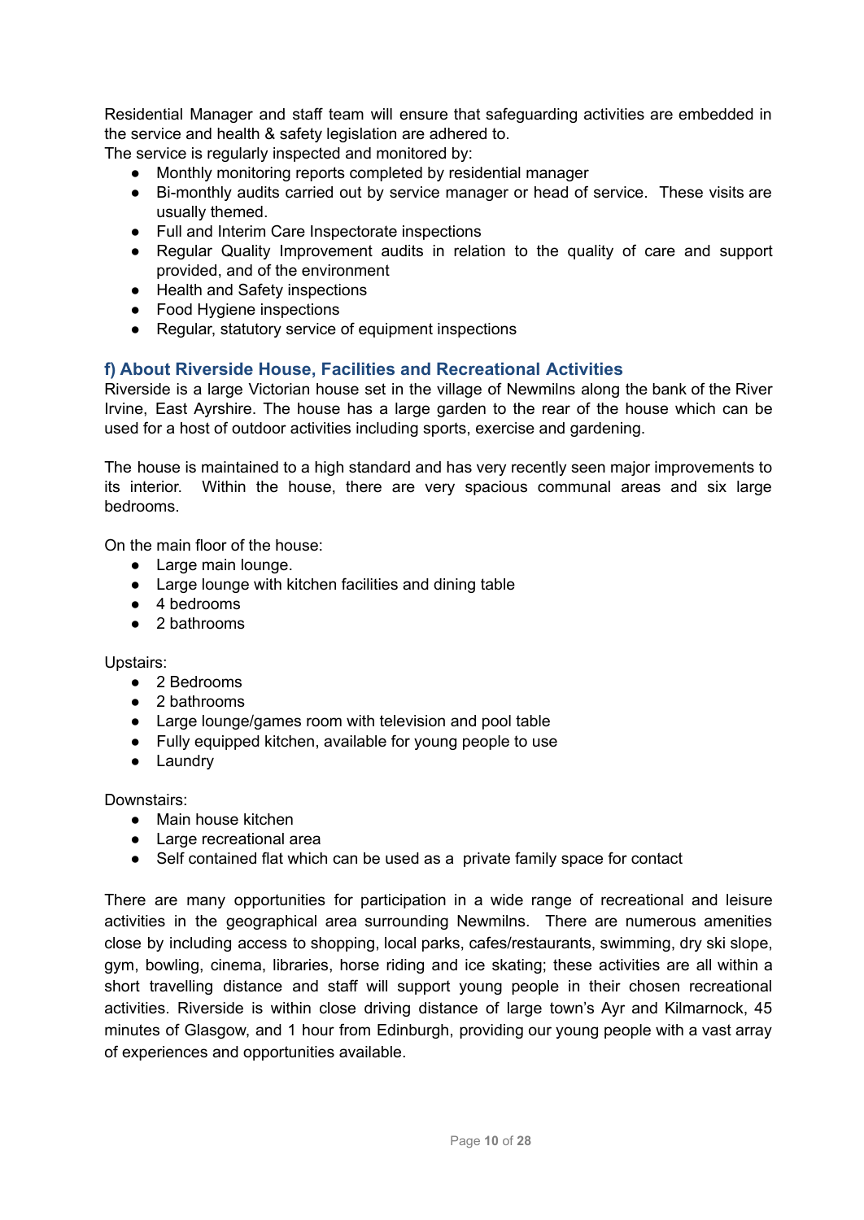Residential Manager and staff team will ensure that safeguarding activities are embedded in the service and health & safety legislation are adhered to.

The service is regularly inspected and monitored by:

- Monthly monitoring reports completed by residential manager
- Bi-monthly audits carried out by service manager or head of service. These visits are usually themed.
- Full and Interim Care Inspectorate inspections
- Regular Quality Improvement audits in relation to the quality of care and support provided, and of the environment
- Health and Safety inspections
- Food Hygiene inspections
- Regular, statutory service of equipment inspections

## f) About Riverside House, Facilities and Recreational Activities

Riverside is a large Victorian house set in the village of Newmilns along the bank of the River Irvine, East Ayrshire. The house has a large garden to the rear of the house which can be used for a host of outdoor activities including sports, exercise and gardening.

The house is maintained to a high standard and has very recently seen major improvements to its interior. Within the house, there are very spacious communal areas and six large bedrooms.

On the main floor of the house:

- Large main lounge.
- Large lounge with kitchen facilities and dining table
- 4 bedrooms
- 2 bathrooms

Upstairs:

- 2 Bedrooms
- 2 bathrooms
- Large lounge/games room with television and pool table
- Fully equipped kitchen, available for young people to use
- Laundry

Downstairs:

- Main house kitchen
- Large recreational area
- Self contained flat which can be used as a private family space for contact

There are many opportunities for participation in a wide range of recreational and leisure activities in the geographical area surrounding Newmilns. There are numerous amenities close by including access to shopping, local parks, cafes/restaurants, swimming, dry ski slope, gym, bowling, cinema, libraries, horse riding and ice skating; these activities are all within a short travelling distance and staff will support young people in their chosen recreational activities. Riverside is within close driving distance of large town's Ayr and Kilmarnock, 45 minutes of Glasgow, and 1 hour from Edinburgh, providing our young people with a vast array of experiences and opportunities available.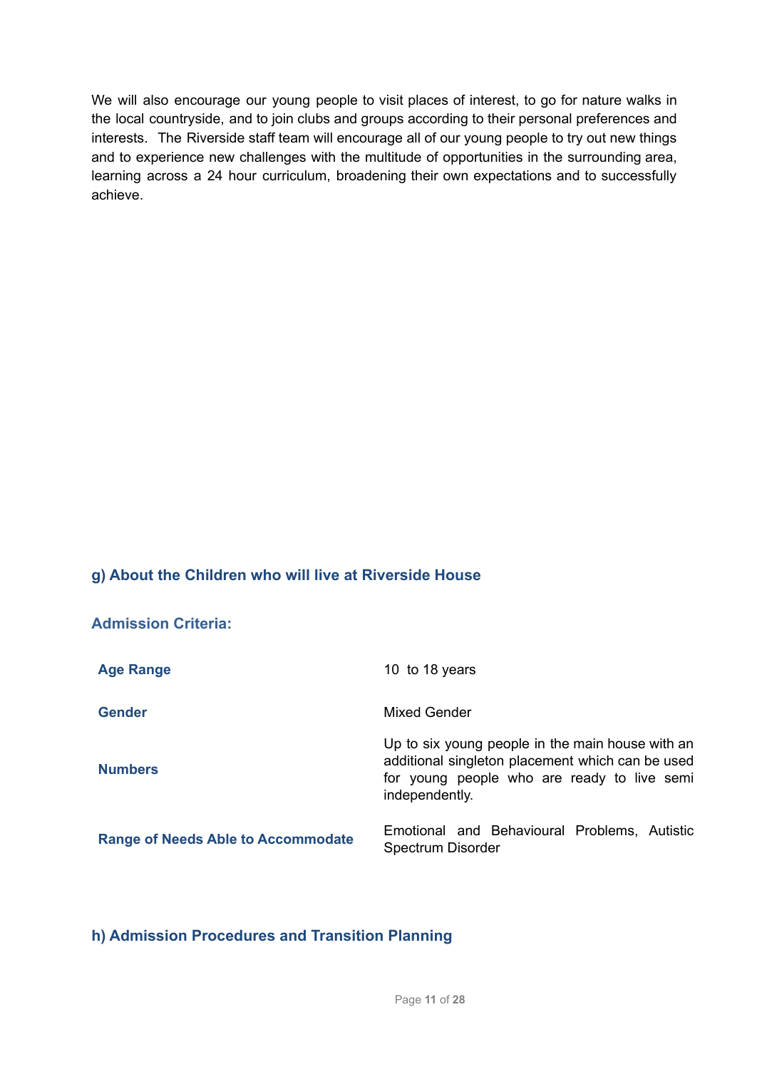We will also encourage our young people to visit places of interest, to go for nature walks in the local countryside, and to join clubs and groups according to their personal preferences and interests. The Riverside staff team will encourage all of our young people to try out new things and to experience new challenges with the multitude of opportunities in the surrounding area, learning across a 24 hour curriculum, broadening their own expectations and to successfully achieve.

## g) About the Children who will live at Riverside House

### Admission Criteria:

| | |
|---|---|
| **Age Range** | 10 to 18 years |
| **Gender** | Mixed Gender |
| **Numbers** | Up to six young people in the main house with an additional singleton placement which can be used for young people who are ready to live semi independently. |
| **Range of Needs Able to Accommodate** | Emotional and Behavioural Problems, Autistic Spectrum Disorder |

## h) Admission Procedures and Transition Planning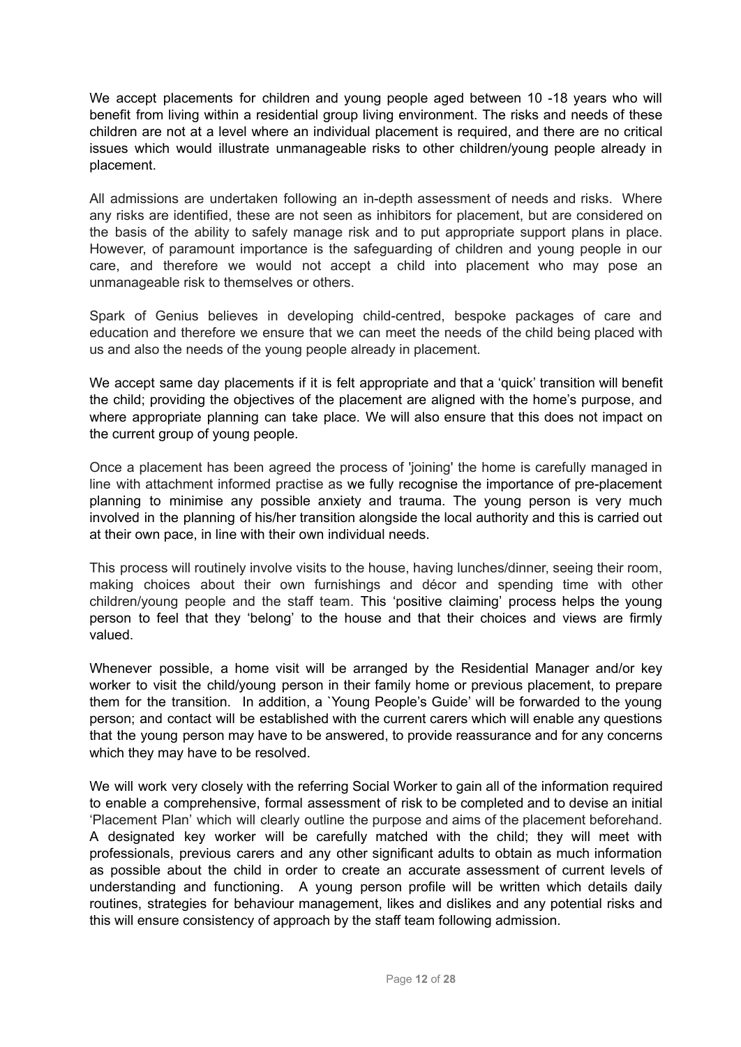We accept placements for children and young people aged between 10 -18 years who will benefit from living within a residential group living environment. The risks and needs of these children are not at a level where an individual placement is required, and there are no critical issues which would illustrate unmanageable risks to other children/young people already in placement.

All admissions are undertaken following an in-depth assessment of needs and risks. Where any risks are identified, these are not seen as inhibitors for placement, but are considered on the basis of the ability to safely manage risk and to put appropriate support plans in place. However, of paramount importance is the safeguarding of children and young people in our care, and therefore we would not accept a child into placement who may pose an unmanageable risk to themselves or others.

Spark of Genius believes in developing child-centred, bespoke packages of care and education and therefore we ensure that we can meet the needs of the child being placed with us and also the needs of the young people already in placement.

We accept same day placements if it is felt appropriate and that a 'quick' transition will benefit the child; providing the objectives of the placement are aligned with the home's purpose, and where appropriate planning can take place. We will also ensure that this does not impact on the current group of young people.

Once a placement has been agreed the process of 'joining' the home is carefully managed in line with attachment informed practise as we fully recognise the importance of pre-placement planning to minimise any possible anxiety and trauma. The young person is very much involved in the planning of his/her transition alongside the local authority and this is carried out at their own pace, in line with their own individual needs.

This process will routinely involve visits to the house, having lunches/dinner, seeing their room, making choices about their own furnishings and décor and spending time with other children/young people and the staff team. This 'positive claiming' process helps the young person to feel that they 'belong' to the house and that their choices and views are firmly valued.

Whenever possible, a home visit will be arranged by the Residential Manager and/or key worker to visit the child/young person in their family home or previous placement, to prepare them for the transition. In addition, a `Young People's Guide' will be forwarded to the young person; and contact will be established with the current carers which will enable any questions that the young person may have to be answered, to provide reassurance and for any concerns which they may have to be resolved.

We will work very closely with the referring Social Worker to gain all of the information required to enable a comprehensive, formal assessment of risk to be completed and to devise an initial 'Placement Plan' which will clearly outline the purpose and aims of the placement beforehand. A designated key worker will be carefully matched with the child; they will meet with professionals, previous carers and any other significant adults to obtain as much information as possible about the child in order to create an accurate assessment of current levels of understanding and functioning. A young person profile will be written which details daily routines, strategies for behaviour management, likes and dislikes and any potential risks and this will ensure consistency of approach by the staff team following admission.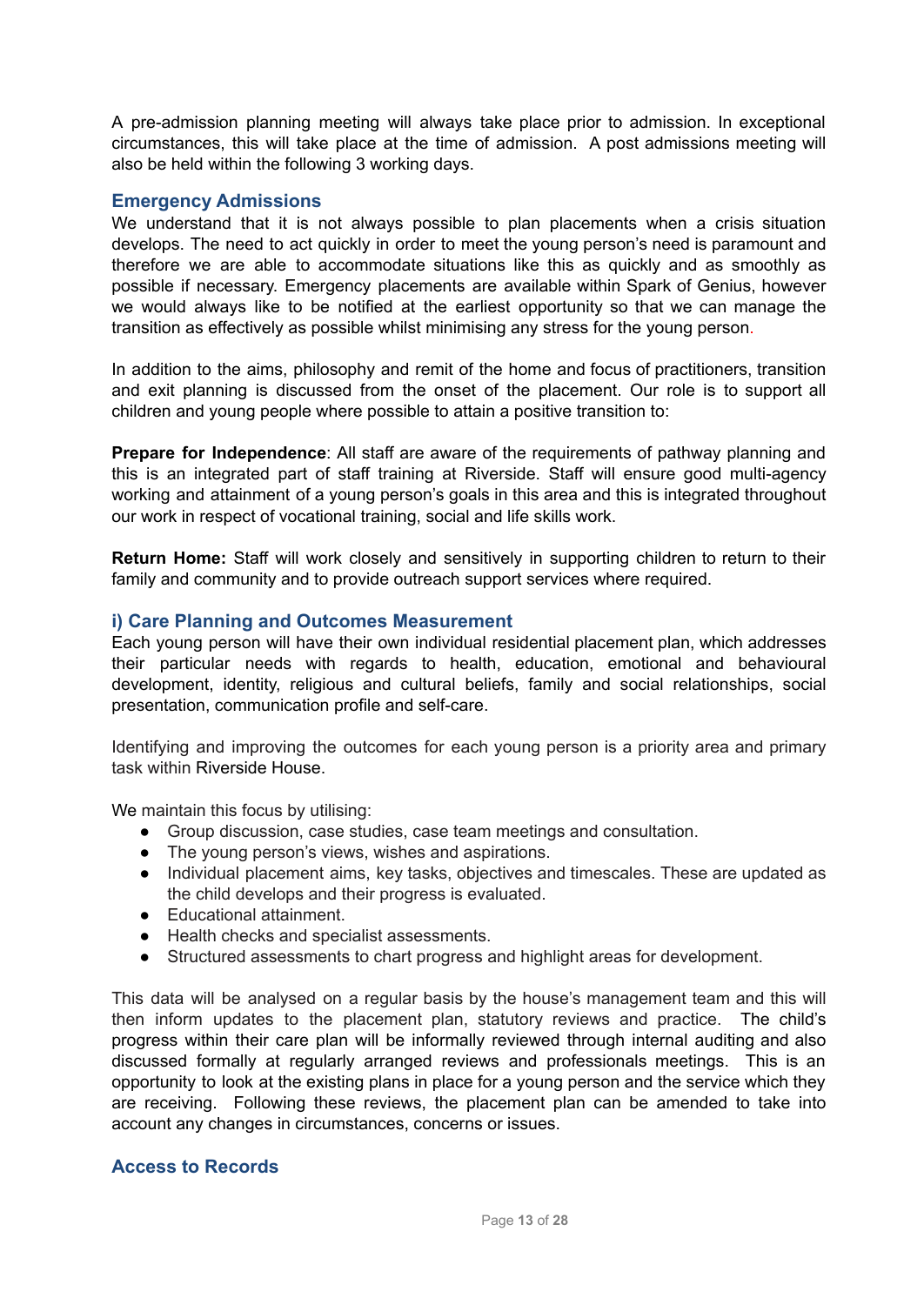A pre-admission planning meeting will always take place prior to admission. In exceptional circumstances, this will take place at the time of admission. A post admissions meeting will also be held within the following 3 working days.

### Emergency Admissions

We understand that it is not always possible to plan placements when a crisis situation develops. The need to act quickly in order to meet the young person's need is paramount and therefore we are able to accommodate situations like this as quickly and as smoothly as possible if necessary. Emergency placements are available within Spark of Genius, however we would always like to be notified at the earliest opportunity so that we can manage the transition as effectively as possible whilst minimising any stress for the young person.

In addition to the aims, philosophy and remit of the home and focus of practitioners, transition and exit planning is discussed from the onset of the placement. Our role is to support all children and young people where possible to attain a positive transition to:

**Prepare for Independence**: All staff are aware of the requirements of pathway planning and this is an integrated part of staff training at Riverside. Staff will ensure good multi-agency working and attainment of a young person's goals in this area and this is integrated throughout our work in respect of vocational training, social and life skills work.

**Return Home:** Staff will work closely and sensitively in supporting children to return to their family and community and to provide outreach support services where required.

### i) Care Planning and Outcomes Measurement

Each young person will have their own individual residential placement plan, which addresses their particular needs with regards to health, education, emotional and behavioural development, identity, religious and cultural beliefs, family and social relationships, social presentation, communication profile and self-care.

Identifying and improving the outcomes for each young person is a priority area and primary task within Riverside House.

We maintain this focus by utilising:

- Group discussion, case studies, case team meetings and consultation.
- The young person's views, wishes and aspirations.
- Individual placement aims, key tasks, objectives and timescales. These are updated as the child develops and their progress is evaluated.
- Educational attainment.
- Health checks and specialist assessments.
- Structured assessments to chart progress and highlight areas for development.

This data will be analysed on a regular basis by the house's management team and this will then inform updates to the placement plan, statutory reviews and practice. The child's progress within their care plan will be informally reviewed through internal auditing and also discussed formally at regularly arranged reviews and professionals meetings. This is an opportunity to look at the existing plans in place for a young person and the service which they are receiving. Following these reviews, the placement plan can be amended to take into account any changes in circumstances, concerns or issues.

### Access to Records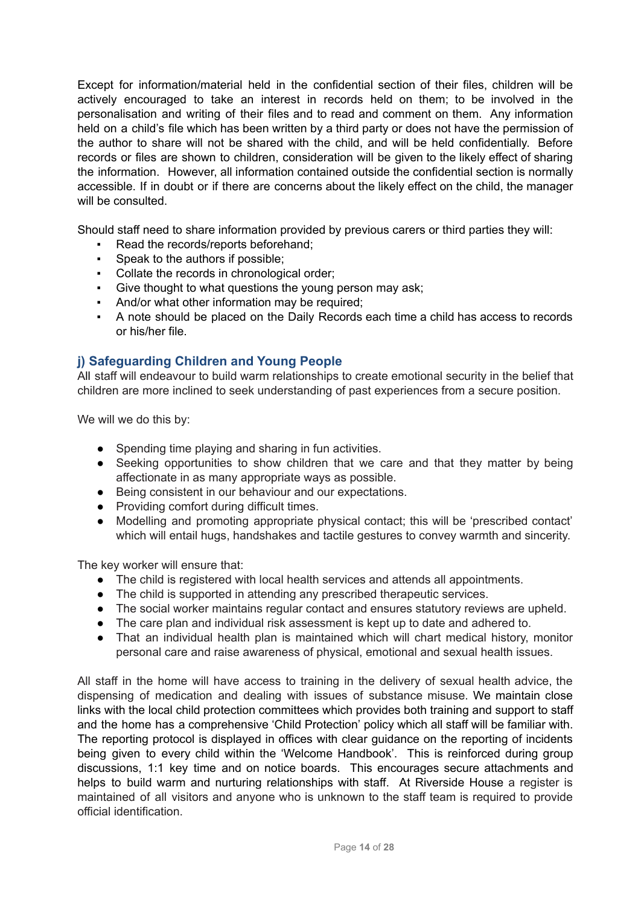Except for information/material held in the confidential section of their files, children will be actively encouraged to take an interest in records held on them; to be involved in the personalisation and writing of their files and to read and comment on them. Any information held on a child's file which has been written by a third party or does not have the permission of the author to share will not be shared with the child, and will be held confidentially. Before records or files are shown to children, consideration will be given to the likely effect of sharing the information. However, all information contained outside the confidential section is normally accessible. If in doubt or if there are concerns about the likely effect on the child, the manager will be consulted.

Should staff need to share information provided by previous carers or third parties they will:

- Read the records/reports beforehand;
- Speak to the authors if possible;
- Collate the records in chronological order;
- Give thought to what questions the young person may ask;
- And/or what other information may be required;
- A note should be placed on the Daily Records each time a child has access to records or his/her file.

### j) Safeguarding Children and Young People

All staff will endeavour to build warm relationships to create emotional security in the belief that children are more inclined to seek understanding of past experiences from a secure position.

We will we do this by:

- Spending time playing and sharing in fun activities.
- Seeking opportunities to show children that we care and that they matter by being affectionate in as many appropriate ways as possible.
- Being consistent in our behaviour and our expectations.
- Providing comfort during difficult times.
- Modelling and promoting appropriate physical contact; this will be 'prescribed contact' which will entail hugs, handshakes and tactile gestures to convey warmth and sincerity.

The key worker will ensure that:

- The child is registered with local health services and attends all appointments.
- The child is supported in attending any prescribed therapeutic services.
- The social worker maintains regular contact and ensures statutory reviews are upheld.
- The care plan and individual risk assessment is kept up to date and adhered to.
- That an individual health plan is maintained which will chart medical history, monitor personal care and raise awareness of physical, emotional and sexual health issues.

All staff in the home will have access to training in the delivery of sexual health advice, the dispensing of medication and dealing with issues of substance misuse. We maintain close links with the local child protection committees which provides both training and support to staff and the home has a comprehensive 'Child Protection' policy which all staff will be familiar with. The reporting protocol is displayed in offices with clear guidance on the reporting of incidents being given to every child within the 'Welcome Handbook'. This is reinforced during group discussions, 1:1 key time and on notice boards. This encourages secure attachments and helps to build warm and nurturing relationships with staff. At Riverside House a register is maintained of all visitors and anyone who is unknown to the staff team is required to provide official identification.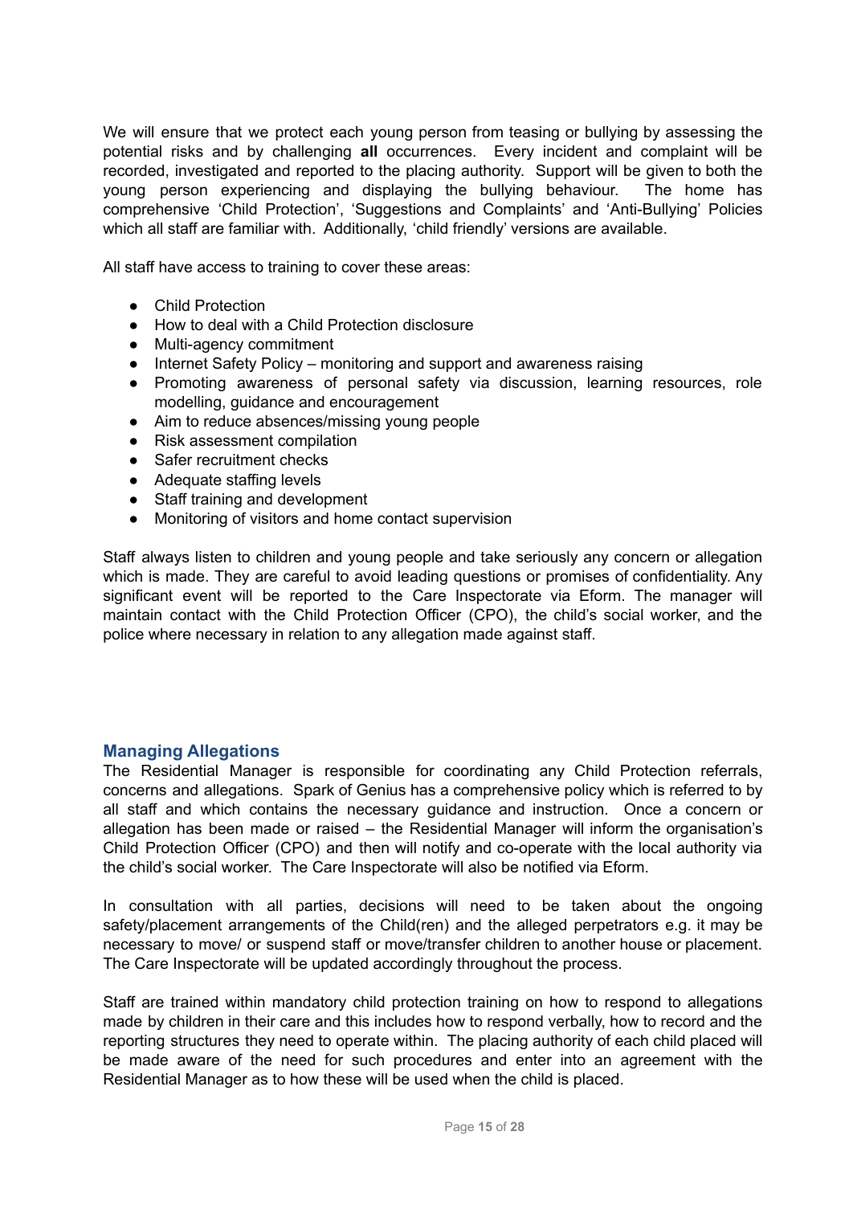We will ensure that we protect each young person from teasing or bullying by assessing the potential risks and by challenging **all** occurrences. Every incident and complaint will be recorded, investigated and reported to the placing authority. Support will be given to both the young person experiencing and displaying the bullying behaviour. The home has comprehensive 'Child Protection', 'Suggestions and Complaints' and 'Anti-Bullying' Policies which all staff are familiar with. Additionally, 'child friendly' versions are available.

All staff have access to training to cover these areas:

- Child Protection
- How to deal with a Child Protection disclosure
- Multi-agency commitment
- Internet Safety Policy – monitoring and support and awareness raising
- Promoting awareness of personal safety via discussion, learning resources, role modelling, guidance and encouragement
- Aim to reduce absences/missing young people
- Risk assessment compilation
- Safer recruitment checks
- Adequate staffing levels
- Staff training and development
- Monitoring of visitors and home contact supervision

Staff always listen to children and young people and take seriously any concern or allegation which is made. They are careful to avoid leading questions or promises of confidentiality. Any significant event will be reported to the Care Inspectorate via Eform. The manager will maintain contact with the Child Protection Officer (CPO), the child's social worker, and the police where necessary in relation to any allegation made against staff.

## Managing Allegations

The Residential Manager is responsible for coordinating any Child Protection referrals, concerns and allegations. Spark of Genius has a comprehensive policy which is referred to by all staff and which contains the necessary guidance and instruction. Once a concern or allegation has been made or raised – the Residential Manager will inform the organisation's Child Protection Officer (CPO) and then will notify and co-operate with the local authority via the child's social worker. The Care Inspectorate will also be notified via Eform.

In consultation with all parties, decisions will need to be taken about the ongoing safety/placement arrangements of the Child(ren) and the alleged perpetrators e.g. it may be necessary to move/ or suspend staff or move/transfer children to another house or placement. The Care Inspectorate will be updated accordingly throughout the process.

Staff are trained within mandatory child protection training on how to respond to allegations made by children in their care and this includes how to respond verbally, how to record and the reporting structures they need to operate within. The placing authority of each child placed will be made aware of the need for such procedures and enter into an agreement with the Residential Manager as to how these will be used when the child is placed.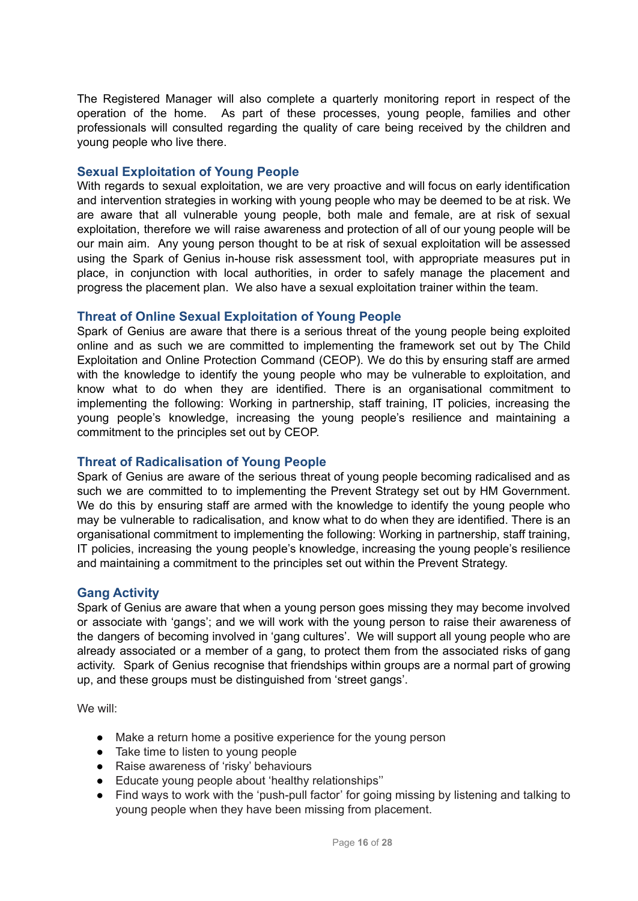The Registered Manager will also complete a quarterly monitoring report in respect of the operation of the home. As part of these processes, young people, families and other professionals will consulted regarding the quality of care being received by the children and young people who live there.

## Sexual Exploitation of Young People

With regards to sexual exploitation, we are very proactive and will focus on early identification and intervention strategies in working with young people who may be deemed to be at risk. We are aware that all vulnerable young people, both male and female, are at risk of sexual exploitation, therefore we will raise awareness and protection of all of our young people will be our main aim. Any young person thought to be at risk of sexual exploitation will be assessed using the Spark of Genius in-house risk assessment tool, with appropriate measures put in place, in conjunction with local authorities, in order to safely manage the placement and progress the placement plan. We also have a sexual exploitation trainer within the team.

## Threat of Online Sexual Exploitation of Young People

Spark of Genius are aware that there is a serious threat of the young people being exploited online and as such we are committed to implementing the framework set out by The Child Exploitation and Online Protection Command (CEOP). We do this by ensuring staff are armed with the knowledge to identify the young people who may be vulnerable to exploitation, and know what to do when they are identified. There is an organisational commitment to implementing the following: Working in partnership, staff training, IT policies, increasing the young people's knowledge, increasing the young people's resilience and maintaining a commitment to the principles set out by CEOP.

## Threat of Radicalisation of Young People

Spark of Genius are aware of the serious threat of young people becoming radicalised and as such we are committed to to implementing the Prevent Strategy set out by HM Government. We do this by ensuring staff are armed with the knowledge to identify the young people who may be vulnerable to radicalisation, and know what to do when they are identified. There is an organisational commitment to implementing the following: Working in partnership, staff training, IT policies, increasing the young people's knowledge, increasing the young people's resilience and maintaining a commitment to the principles set out within the Prevent Strategy.

## Gang Activity

Spark of Genius are aware that when a young person goes missing they may become involved or associate with 'gangs'; and we will work with the young person to raise their awareness of the dangers of becoming involved in 'gang cultures'. We will support all young people who are already associated or a member of a gang, to protect them from the associated risks of gang activity. Spark of Genius recognise that friendships within groups are a normal part of growing up, and these groups must be distinguished from 'street gangs'.

We will:

- Make a return home a positive experience for the young person
- Take time to listen to young people
- Raise awareness of 'risky' behaviours
- Educate young people about 'healthy relationships''
- Find ways to work with the 'push-pull factor' for going missing by listening and talking to young people when they have been missing from placement.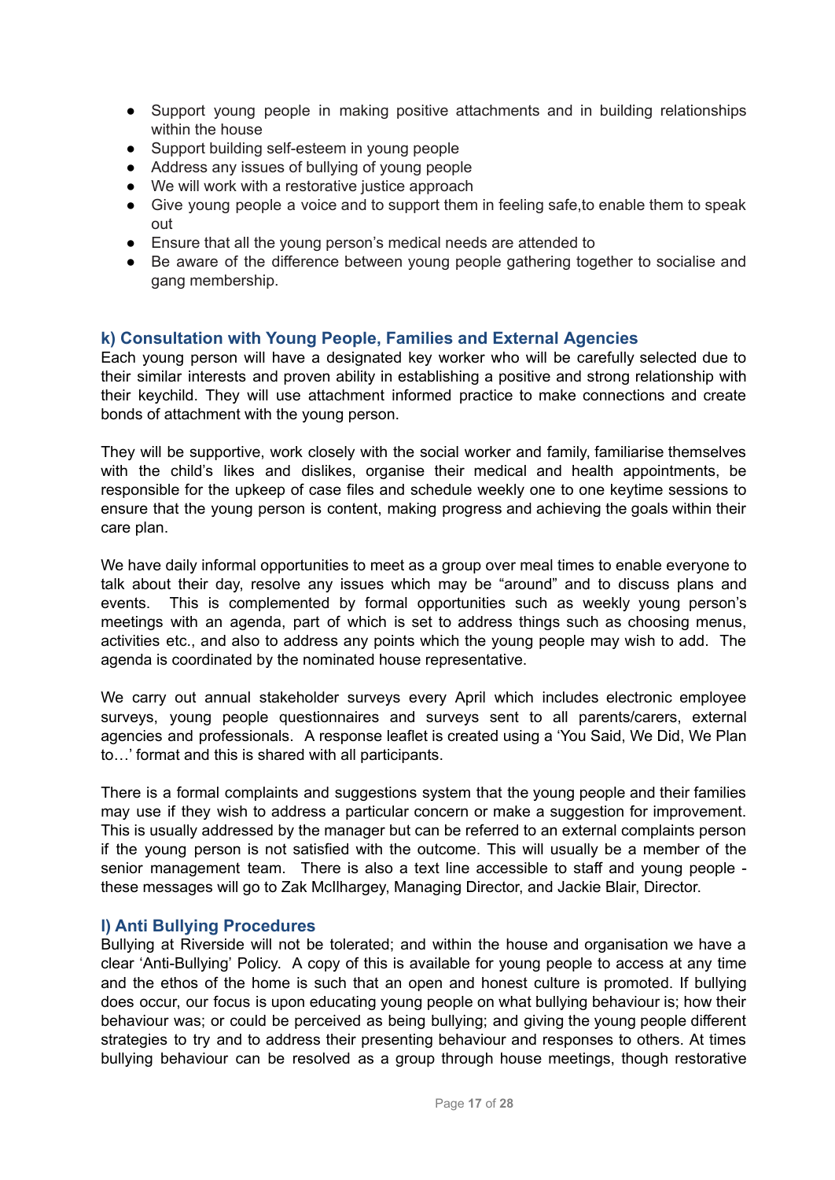- Support young people in making positive attachments and in building relationships within the house
- Support building self-esteem in young people
- Address any issues of bullying of young people
- We will work with a restorative justice approach
- Give young people a voice and to support them in feeling safe,to enable them to speak out
- Ensure that all the young person's medical needs are attended to
- Be aware of the difference between young people gathering together to socialise and gang membership.

### k) Consultation with Young People, Families and External Agencies

Each young person will have a designated key worker who will be carefully selected due to their similar interests and proven ability in establishing a positive and strong relationship with their keychild. They will use attachment informed practice to make connections and create bonds of attachment with the young person.

They will be supportive, work closely with the social worker and family, familiarise themselves with the child's likes and dislikes, organise their medical and health appointments, be responsible for the upkeep of case files and schedule weekly one to one keytime sessions to ensure that the young person is content, making progress and achieving the goals within their care plan.

We have daily informal opportunities to meet as a group over meal times to enable everyone to talk about their day, resolve any issues which may be "around" and to discuss plans and events. This is complemented by formal opportunities such as weekly young person's meetings with an agenda, part of which is set to address things such as choosing menus, activities etc., and also to address any points which the young people may wish to add. The agenda is coordinated by the nominated house representative.

We carry out annual stakeholder surveys every April which includes electronic employee surveys, young people questionnaires and surveys sent to all parents/carers, external agencies and professionals. A response leaflet is created using a 'You Said, We Did, We Plan to…' format and this is shared with all participants.

There is a formal complaints and suggestions system that the young people and their families may use if they wish to address a particular concern or make a suggestion for improvement. This is usually addressed by the manager but can be referred to an external complaints person if the young person is not satisfied with the outcome. This will usually be a member of the senior management team. There is also a text line accessible to staff and young people - these messages will go to Zak McIlhargey, Managing Director, and Jackie Blair, Director.

### l) Anti Bullying Procedures

Bullying at Riverside will not be tolerated; and within the house and organisation we have a clear 'Anti-Bullying' Policy. A copy of this is available for young people to access at any time and the ethos of the home is such that an open and honest culture is promoted. If bullying does occur, our focus is upon educating young people on what bullying behaviour is; how their behaviour was; or could be perceived as being bullying; and giving the young people different strategies to try and to address their presenting behaviour and responses to others. At times bullying behaviour can be resolved as a group through house meetings, though restorative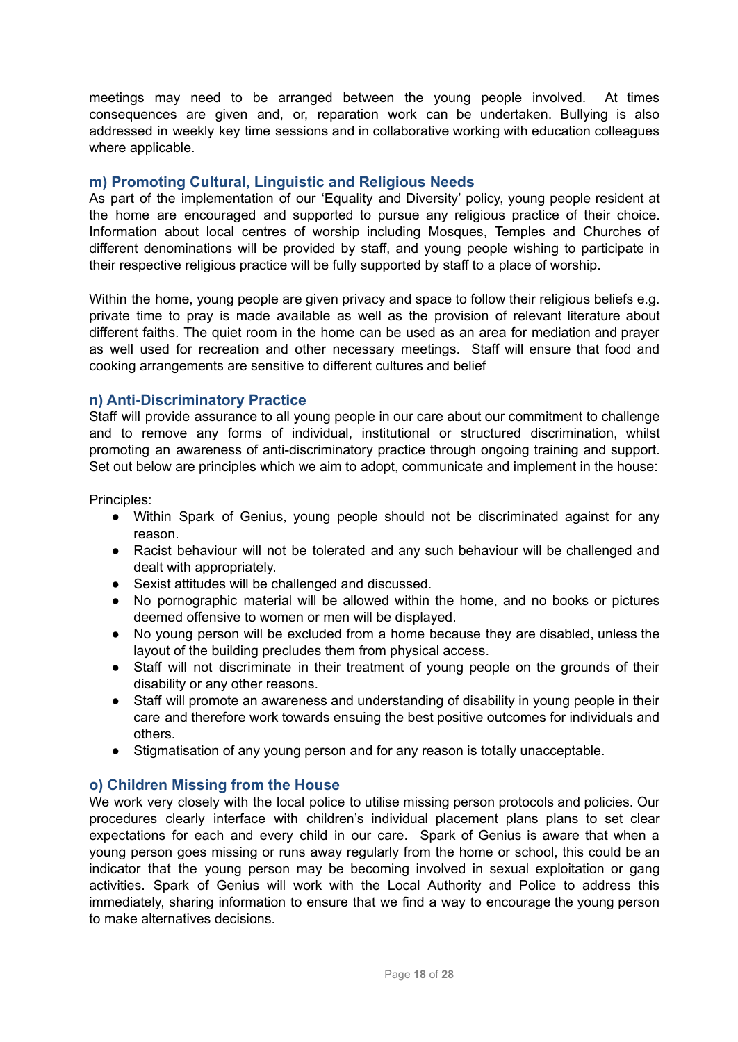meetings may need to be arranged between the young people involved. At times consequences are given and, or, reparation work can be undertaken. Bullying is also addressed in weekly key time sessions and in collaborative working with education colleagues where applicable.

### m) Promoting Cultural, Linguistic and Religious Needs

As part of the implementation of our 'Equality and Diversity' policy, young people resident at the home are encouraged and supported to pursue any religious practice of their choice. Information about local centres of worship including Mosques, Temples and Churches of different denominations will be provided by staff, and young people wishing to participate in their respective religious practice will be fully supported by staff to a place of worship.

Within the home, young people are given privacy and space to follow their religious beliefs e.g. private time to pray is made available as well as the provision of relevant literature about different faiths. The quiet room in the home can be used as an area for mediation and prayer as well used for recreation and other necessary meetings. Staff will ensure that food and cooking arrangements are sensitive to different cultures and belief

### n) Anti-Discriminatory Practice

Staff will provide assurance to all young people in our care about our commitment to challenge and to remove any forms of individual, institutional or structured discrimination, whilst promoting an awareness of anti-discriminatory practice through ongoing training and support. Set out below are principles which we aim to adopt, communicate and implement in the house:

Principles:

- Within Spark of Genius, young people should not be discriminated against for any reason.
- Racist behaviour will not be tolerated and any such behaviour will be challenged and dealt with appropriately.
- Sexist attitudes will be challenged and discussed.
- No pornographic material will be allowed within the home, and no books or pictures deemed offensive to women or men will be displayed.
- No young person will be excluded from a home because they are disabled, unless the layout of the building precludes them from physical access.
- Staff will not discriminate in their treatment of young people on the grounds of their disability or any other reasons.
- Staff will promote an awareness and understanding of disability in young people in their care and therefore work towards ensuing the best positive outcomes for individuals and others.
- Stigmatisation of any young person and for any reason is totally unacceptable.

### o) Children Missing from the House

We work very closely with the local police to utilise missing person protocols and policies. Our procedures clearly interface with children's individual placement plans plans to set clear expectations for each and every child in our care. Spark of Genius is aware that when a young person goes missing or runs away regularly from the home or school, this could be an indicator that the young person may be becoming involved in sexual exploitation or gang activities. Spark of Genius will work with the Local Authority and Police to address this immediately, sharing information to ensure that we find a way to encourage the young person to make alternatives decisions.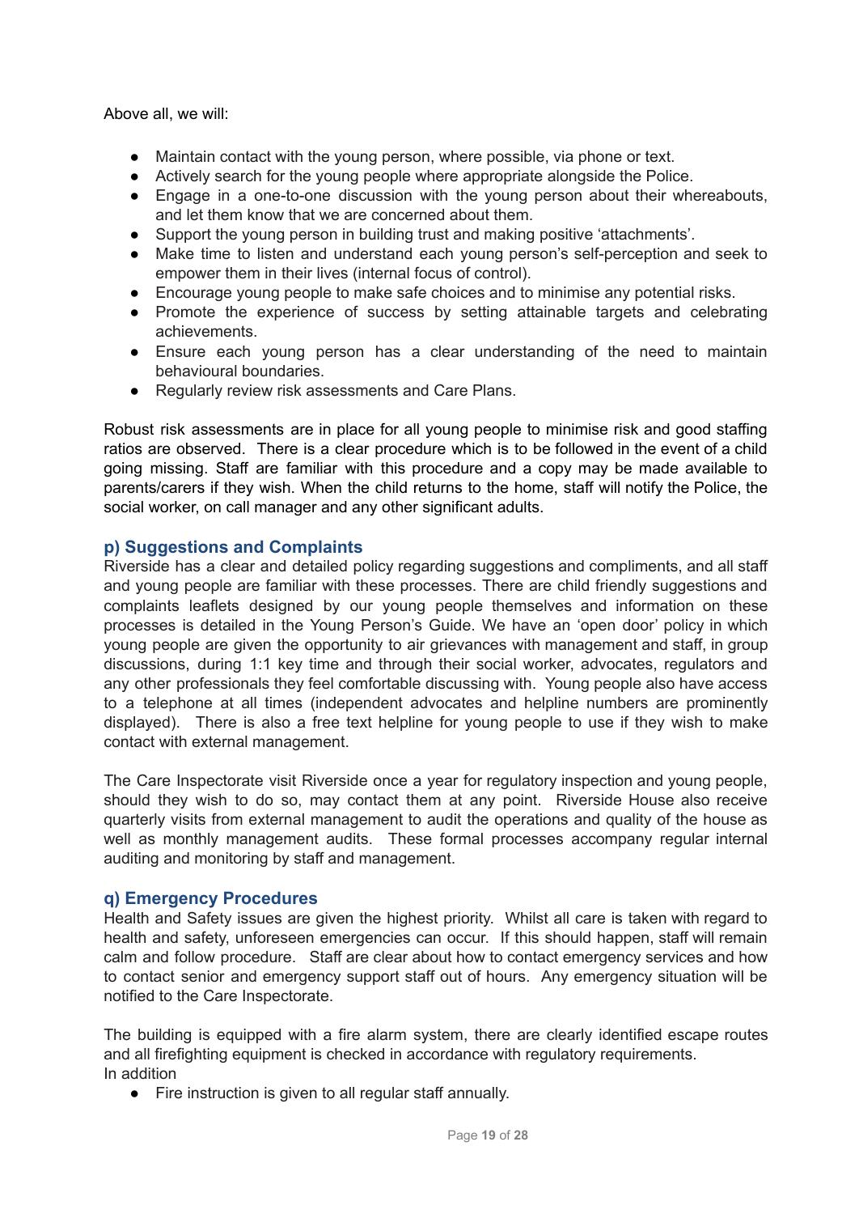Above all, we will:

- Maintain contact with the young person, where possible, via phone or text.
- Actively search for the young people where appropriate alongside the Police.
- Engage in a one-to-one discussion with the young person about their whereabouts, and let them know that we are concerned about them.
- Support the young person in building trust and making positive 'attachments'.
- Make time to listen and understand each young person's self-perception and seek to empower them in their lives (internal focus of control).
- Encourage young people to make safe choices and to minimise any potential risks.
- Promote the experience of success by setting attainable targets and celebrating achievements.
- Ensure each young person has a clear understanding of the need to maintain behavioural boundaries.
- Regularly review risk assessments and Care Plans.

Robust risk assessments are in place for all young people to minimise risk and good staffing ratios are observed. There is a clear procedure which is to be followed in the event of a child going missing. Staff are familiar with this procedure and a copy may be made available to parents/carers if they wish. When the child returns to the home, staff will notify the Police, the social worker, on call manager and any other significant adults.

### p) Suggestions and Complaints

Riverside has a clear and detailed policy regarding suggestions and compliments, and all staff and young people are familiar with these processes. There are child friendly suggestions and complaints leaflets designed by our young people themselves and information on these processes is detailed in the Young Person's Guide. We have an 'open door' policy in which young people are given the opportunity to air grievances with management and staff, in group discussions, during 1:1 key time and through their social worker, advocates, regulators and any other professionals they feel comfortable discussing with. Young people also have access to a telephone at all times (independent advocates and helpline numbers are prominently displayed). There is also a free text helpline for young people to use if they wish to make contact with external management.

The Care Inspectorate visit Riverside once a year for regulatory inspection and young people, should they wish to do so, may contact them at any point. Riverside House also receive quarterly visits from external management to audit the operations and quality of the house as well as monthly management audits. These formal processes accompany regular internal auditing and monitoring by staff and management.

### q) Emergency Procedures

Health and Safety issues are given the highest priority. Whilst all care is taken with regard to health and safety, unforeseen emergencies can occur. If this should happen, staff will remain calm and follow procedure. Staff are clear about how to contact emergency services and how to contact senior and emergency support staff out of hours. Any emergency situation will be notified to the Care Inspectorate.

The building is equipped with a fire alarm system, there are clearly identified escape routes and all firefighting equipment is checked in accordance with regulatory requirements.
In addition

- Fire instruction is given to all regular staff annually.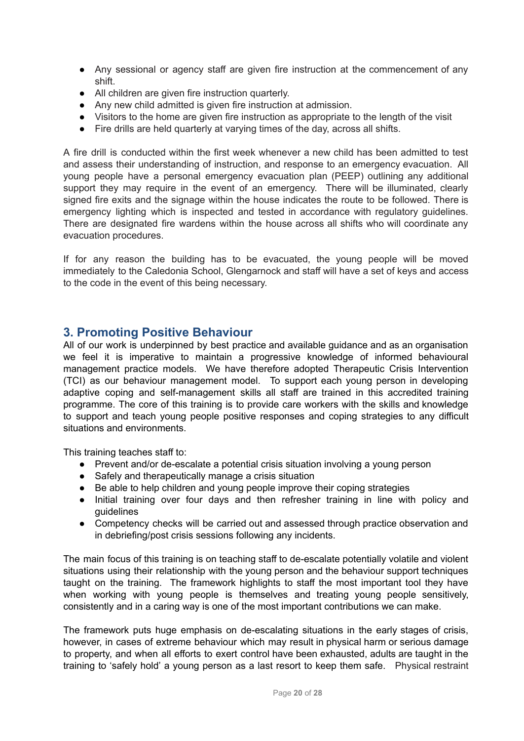- Any sessional or agency staff are given fire instruction at the commencement of any shift.
- All children are given fire instruction quarterly.
- Any new child admitted is given fire instruction at admission.
- Visitors to the home are given fire instruction as appropriate to the length of the visit
- Fire drills are held quarterly at varying times of the day, across all shifts.

A fire drill is conducted within the first week whenever a new child has been admitted to test and assess their understanding of instruction, and response to an emergency evacuation. All young people have a personal emergency evacuation plan (PEEP) outlining any additional support they may require in the event of an emergency. There will be illuminated, clearly signed fire exits and the signage within the house indicates the route to be followed. There is emergency lighting which is inspected and tested in accordance with regulatory guidelines. There are designated fire wardens within the house across all shifts who will coordinate any evacuation procedures.

If for any reason the building has to be evacuated, the young people will be moved immediately to the Caledonia School, Glengarnock and staff will have a set of keys and access to the code in the event of this being necessary.

## 3. Promoting Positive Behaviour

All of our work is underpinned by best practice and available guidance and as an organisation we feel it is imperative to maintain a progressive knowledge of informed behavioural management practice models. We have therefore adopted Therapeutic Crisis Intervention (TCI) as our behaviour management model. To support each young person in developing adaptive coping and self-management skills all staff are trained in this accredited training programme. The core of this training is to provide care workers with the skills and knowledge to support and teach young people positive responses and coping strategies to any difficult situations and environments.

This training teaches staff to:

- Prevent and/or de-escalate a potential crisis situation involving a young person
- Safely and therapeutically manage a crisis situation
- Be able to help children and young people improve their coping strategies
- Initial training over four days and then refresher training in line with policy and guidelines
- Competency checks will be carried out and assessed through practice observation and in debriefing/post crisis sessions following any incidents.

The main focus of this training is on teaching staff to de-escalate potentially volatile and violent situations using their relationship with the young person and the behaviour support techniques taught on the training. The framework highlights to staff the most important tool they have when working with young people is themselves and treating young people sensitively, consistently and in a caring way is one of the most important contributions we can make.

The framework puts huge emphasis on de-escalating situations in the early stages of crisis, however, in cases of extreme behaviour which may result in physical harm or serious damage to property, and when all efforts to exert control have been exhausted, adults are taught in the training to 'safely hold' a young person as a last resort to keep them safe. Physical restraint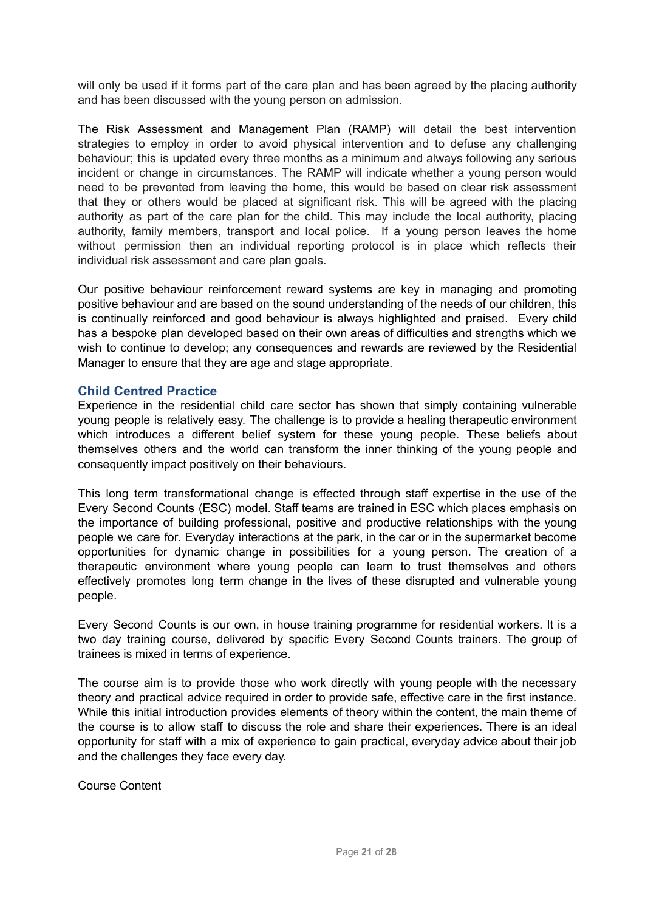will only be used if it forms part of the care plan and has been agreed by the placing authority and has been discussed with the young person on admission.

The Risk Assessment and Management Plan (RAMP) will detail the best intervention strategies to employ in order to avoid physical intervention and to defuse any challenging behaviour; this is updated every three months as a minimum and always following any serious incident or change in circumstances. The RAMP will indicate whether a young person would need to be prevented from leaving the home, this would be based on clear risk assessment that they or others would be placed at significant risk. This will be agreed with the placing authority as part of the care plan for the child. This may include the local authority, placing authority, family members, transport and local police. If a young person leaves the home without permission then an individual reporting protocol is in place which reflects their individual risk assessment and care plan goals.

Our positive behaviour reinforcement reward systems are key in managing and promoting positive behaviour and are based on the sound understanding of the needs of our children, this is continually reinforced and good behaviour is always highlighted and praised. Every child has a bespoke plan developed based on their own areas of difficulties and strengths which we wish to continue to develop; any consequences and rewards are reviewed by the Residential Manager to ensure that they are age and stage appropriate.

## Child Centred Practice

Experience in the residential child care sector has shown that simply containing vulnerable young people is relatively easy. The challenge is to provide a healing therapeutic environment which introduces a different belief system for these young people. These beliefs about themselves others and the world can transform the inner thinking of the young people and consequently impact positively on their behaviours.

This long term transformational change is effected through staff expertise in the use of the Every Second Counts (ESC) model. Staff teams are trained in ESC which places emphasis on the importance of building professional, positive and productive relationships with the young people we care for. Everyday interactions at the park, in the car or in the supermarket become opportunities for dynamic change in possibilities for a young person. The creation of a therapeutic environment where young people can learn to trust themselves and others effectively promotes long term change in the lives of these disrupted and vulnerable young people.

Every Second Counts is our own, in house training programme for residential workers. It is a two day training course, delivered by specific Every Second Counts trainers. The group of trainees is mixed in terms of experience.

The course aim is to provide those who work directly with young people with the necessary theory and practical advice required in order to provide safe, effective care in the first instance. While this initial introduction provides elements of theory within the content, the main theme of the course is to allow staff to discuss the role and share their experiences. There is an ideal opportunity for staff with a mix of experience to gain practical, everyday advice about their job and the challenges they face every day.

Course Content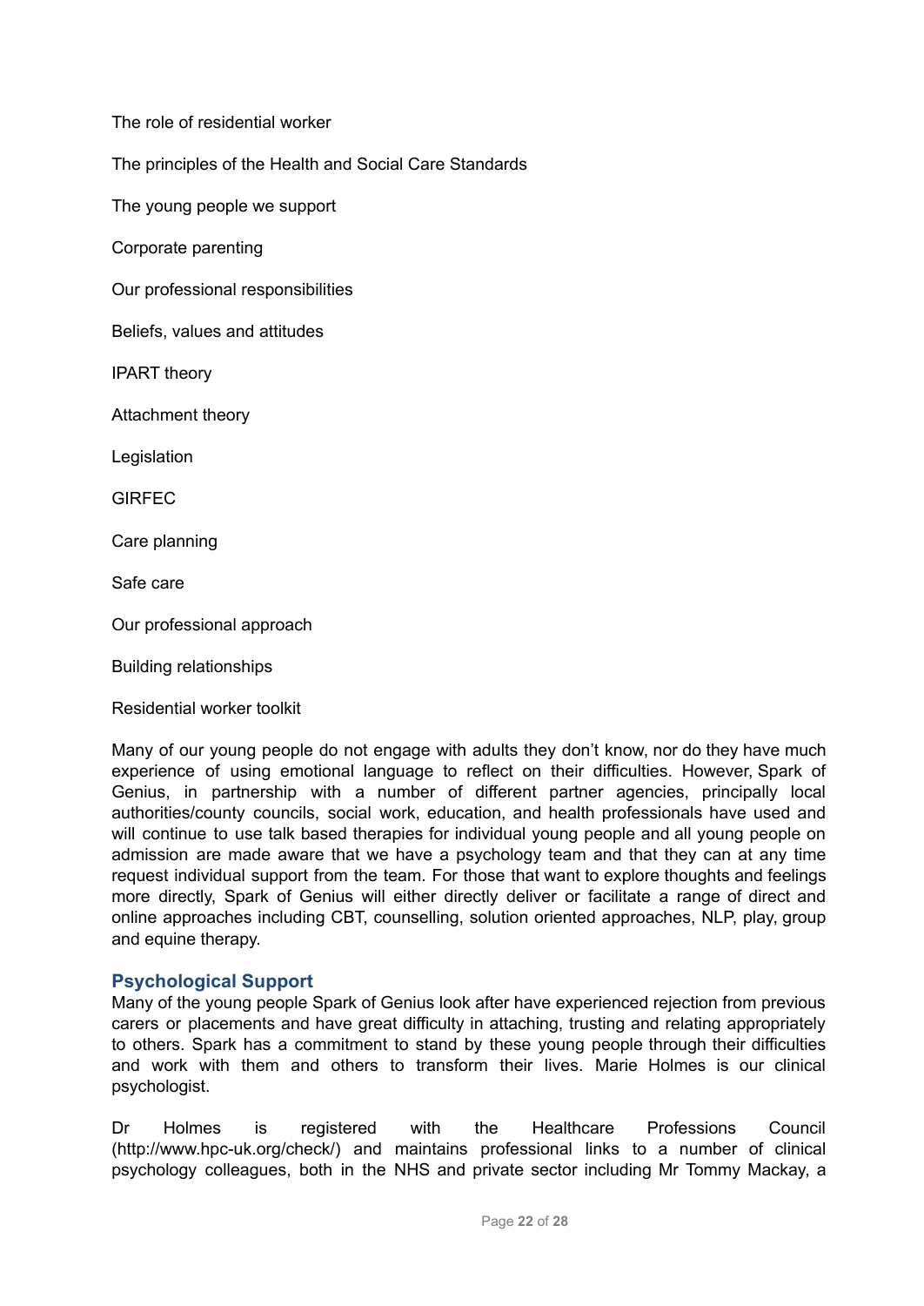The role of residential worker

The principles of the Health and Social Care Standards

The young people we support

Corporate parenting

Our professional responsibilities

Beliefs, values and attitudes

IPART theory

Attachment theory

Legislation

GIRFEC

Care planning

Safe care

Our professional approach

Building relationships

Residential worker toolkit

Many of our young people do not engage with adults they don't know, nor do they have much experience of using emotional language to reflect on their difficulties. However, Spark of Genius, in partnership with a number of different partner agencies, principally local authorities/county councils, social work, education, and health professionals have used and will continue to use talk based therapies for individual young people and all young people on admission are made aware that we have a psychology team and that they can at any time request individual support from the team. For those that want to explore thoughts and feelings more directly, Spark of Genius will either directly deliver or facilitate a range of direct and online approaches including CBT, counselling, solution oriented approaches, NLP, play, group and equine therapy.

## Psychological Support

Many of the young people Spark of Genius look after have experienced rejection from previous carers or placements and have great difficulty in attaching, trusting and relating appropriately to others. Spark has a commitment to stand by these young people through their difficulties and work with them and others to transform their lives. Marie Holmes is our clinical psychologist.

Dr Holmes is registered with the Healthcare Professions Council (http://www.hpc-uk.org/check/) and maintains professional links to a number of clinical psychology colleagues, both in the NHS and private sector including Mr Tommy Mackay, a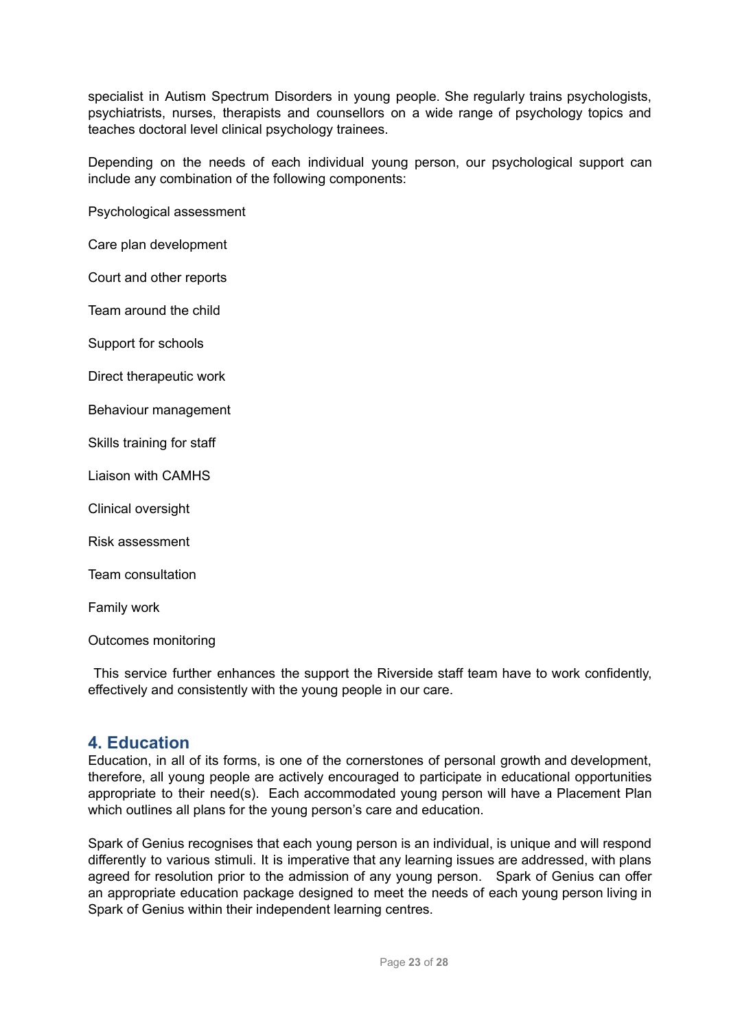specialist in Autism Spectrum Disorders in young people. She regularly trains psychologists, psychiatrists, nurses, therapists and counsellors on a wide range of psychology topics and teaches doctoral level clinical psychology trainees.

Depending on the needs of each individual young person, our psychological support can include any combination of the following components:

Psychological assessment

Care plan development

Court and other reports

Team around the child

Support for schools

Direct therapeutic work

Behaviour management

Skills training for staff

Liaison with CAMHS

Clinical oversight

Risk assessment

Team consultation

Family work

Outcomes monitoring

This service further enhances the support the Riverside staff team have to work confidently, effectively and consistently with the young people in our care.

## 4. Education

Education, in all of its forms, is one of the cornerstones of personal growth and development, therefore, all young people are actively encouraged to participate in educational opportunities appropriate to their need(s). Each accommodated young person will have a Placement Plan which outlines all plans for the young person's care and education.

Spark of Genius recognises that each young person is an individual, is unique and will respond differently to various stimuli. It is imperative that any learning issues are addressed, with plans agreed for resolution prior to the admission of any young person. Spark of Genius can offer an appropriate education package designed to meet the needs of each young person living in Spark of Genius within their independent learning centres.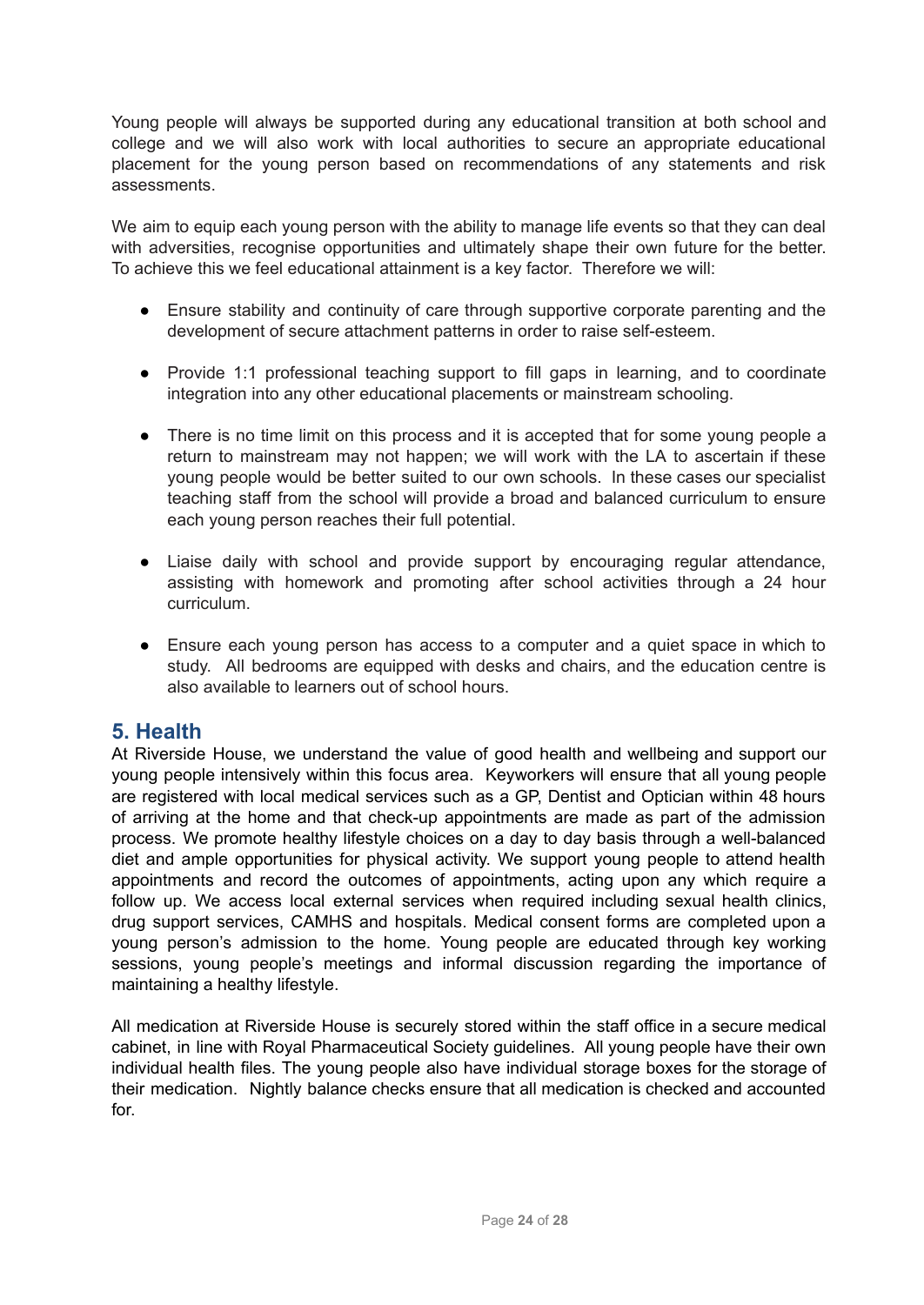Young people will always be supported during any educational transition at both school and college and we will also work with local authorities to secure an appropriate educational placement for the young person based on recommendations of any statements and risk assessments.

We aim to equip each young person with the ability to manage life events so that they can deal with adversities, recognise opportunities and ultimately shape their own future for the better. To achieve this we feel educational attainment is a key factor. Therefore we will:

- Ensure stability and continuity of care through supportive corporate parenting and the development of secure attachment patterns in order to raise self-esteem.
- Provide 1:1 professional teaching support to fill gaps in learning, and to coordinate integration into any other educational placements or mainstream schooling.
- There is no time limit on this process and it is accepted that for some young people a return to mainstream may not happen; we will work with the LA to ascertain if these young people would be better suited to our own schools. In these cases our specialist teaching staff from the school will provide a broad and balanced curriculum to ensure each young person reaches their full potential.
- Liaise daily with school and provide support by encouraging regular attendance, assisting with homework and promoting after school activities through a 24 hour curriculum.
- Ensure each young person has access to a computer and a quiet space in which to study. All bedrooms are equipped with desks and chairs, and the education centre is also available to learners out of school hours.

## 5. Health

At Riverside House, we understand the value of good health and wellbeing and support our young people intensively within this focus area. Keyworkers will ensure that all young people are registered with local medical services such as a GP, Dentist and Optician within 48 hours of arriving at the home and that check-up appointments are made as part of the admission process. We promote healthy lifestyle choices on a day to day basis through a well-balanced diet and ample opportunities for physical activity. We support young people to attend health appointments and record the outcomes of appointments, acting upon any which require a follow up. We access local external services when required including sexual health clinics, drug support services, CAMHS and hospitals. Medical consent forms are completed upon a young person's admission to the home. Young people are educated through key working sessions, young people's meetings and informal discussion regarding the importance of maintaining a healthy lifestyle.

All medication at Riverside House is securely stored within the staff office in a secure medical cabinet, in line with Royal Pharmaceutical Society guidelines. All young people have their own individual health files. The young people also have individual storage boxes for the storage of their medication. Nightly balance checks ensure that all medication is checked and accounted for.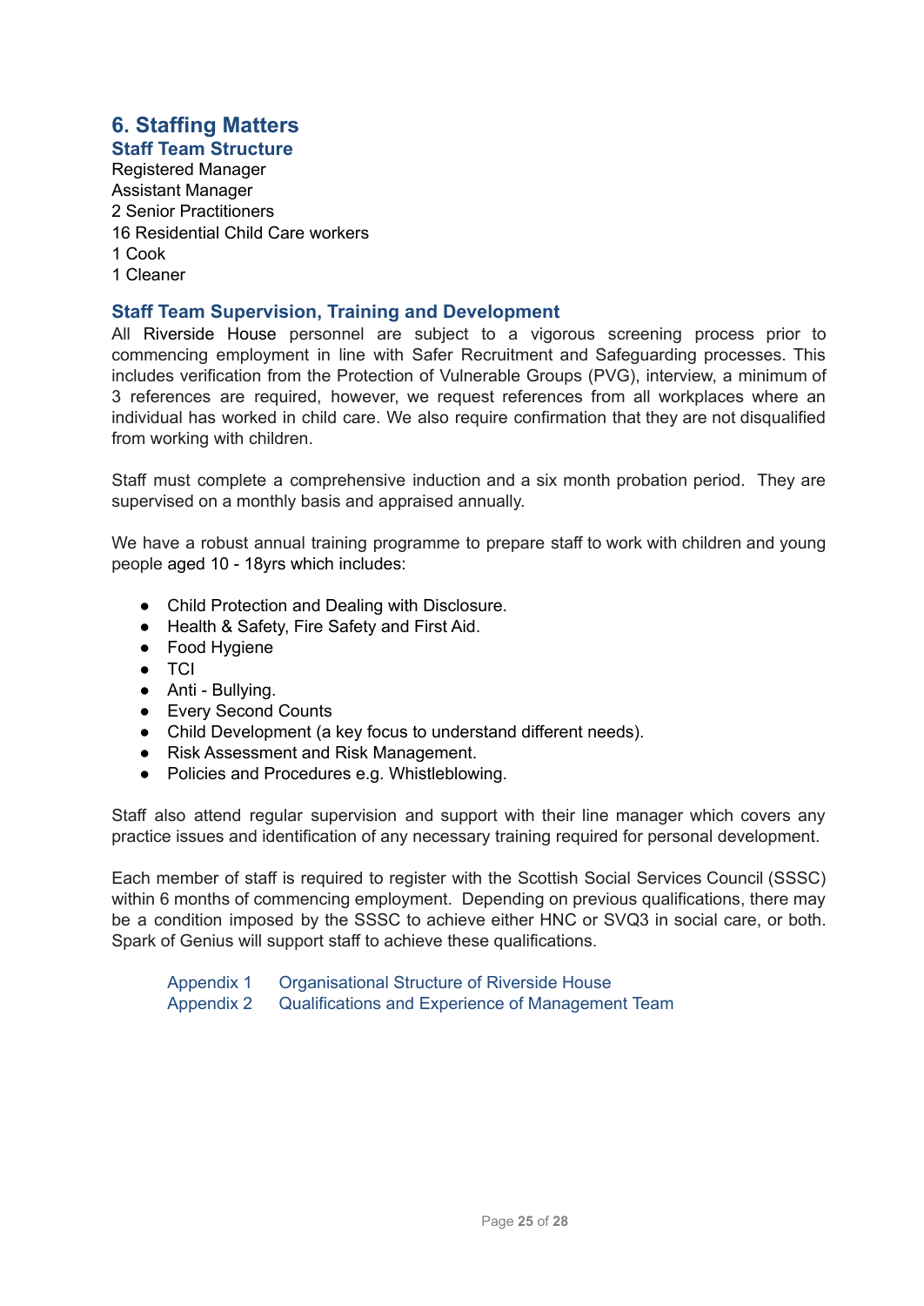## 6. Staffing Matters

### Staff Team Structure

Registered Manager
Assistant Manager
2 Senior Practitioners
16 Residential Child Care workers
1 Cook
1 Cleaner

### Staff Team Supervision, Training and Development

All Riverside House personnel are subject to a vigorous screening process prior to commencing employment in line with Safer Recruitment and Safeguarding processes. This includes verification from the Protection of Vulnerable Groups (PVG), interview, a minimum of 3 references are required, however, we request references from all workplaces where an individual has worked in child care. We also require confirmation that they are not disqualified from working with children.

Staff must complete a comprehensive induction and a six month probation period. They are supervised on a monthly basis and appraised annually.

We have a robust annual training programme to prepare staff to work with children and young people aged 10 - 18yrs which includes:

- Child Protection and Dealing with Disclosure.
- Health & Safety, Fire Safety and First Aid.
- Food Hygiene
- TCI
- Anti - Bullying.
- Every Second Counts
- Child Development (a key focus to understand different needs).
- Risk Assessment and Risk Management.
- Policies and Procedures e.g. Whistleblowing.

Staff also attend regular supervision and support with their line manager which covers any practice issues and identification of any necessary training required for personal development.

Each member of staff is required to register with the Scottish Social Services Council (SSSC) within 6 months of commencing employment. Depending on previous qualifications, there may be a condition imposed by the SSSC to achieve either HNC or SVQ3 in social care, or both. Spark of Genius will support staff to achieve these qualifications.

Appendix 1 Organisational Structure of Riverside House
Appendix 2 Qualifications and Experience of Management Team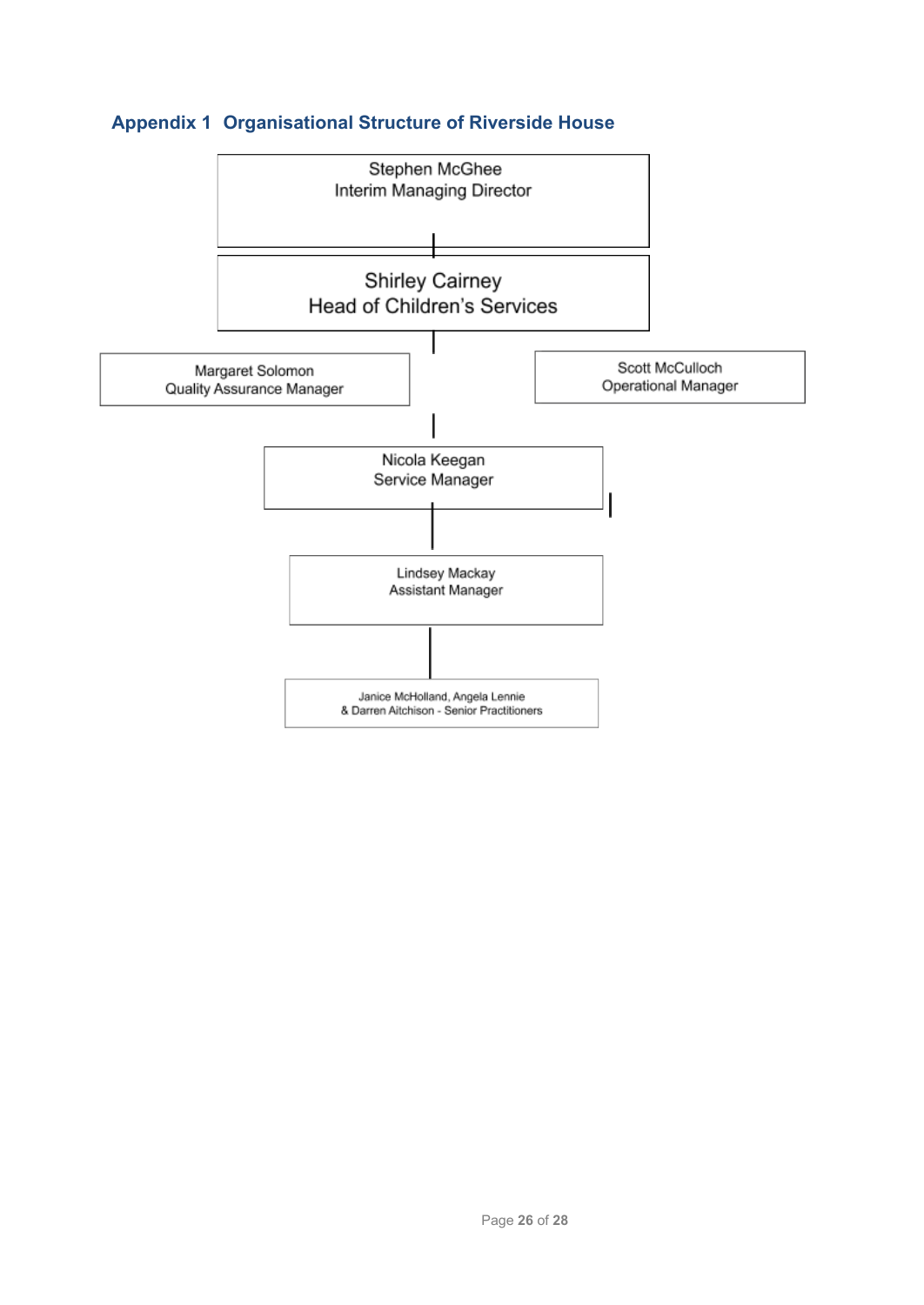## Appendix 1 Organisational Structure of Riverside House

Stephen McGhee
Interim Managing Director

Shirley Cairney
Head of Children's Services

Margaret Solomon
Quality Assurance Manager

Scott McCulloch
Operational Manager

Nicola Keegan
Service Manager

Lindsey Mackay
Assistant Manager

Janice McHolland, Angela Lennie
& Darren Aitchison - Senior Practitioners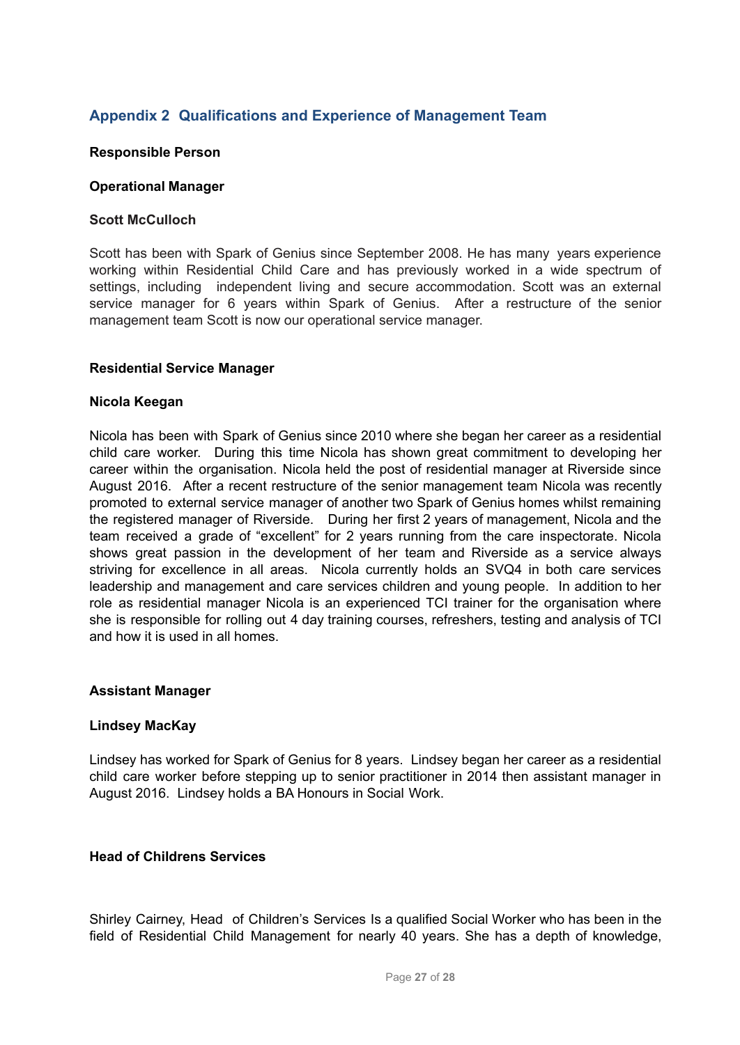## Appendix 2 Qualifications and Experience of Management Team

**Responsible Person**

**Operational Manager**

**Scott McCulloch**

Scott has been with Spark of Genius since September 2008. He has many years experience working within Residential Child Care and has previously worked in a wide spectrum of settings, including independent living and secure accommodation. Scott was an external service manager for 6 years within Spark of Genius. After a restructure of the senior management team Scott is now our operational service manager.

**Residential Service Manager**

**Nicola Keegan**

Nicola has been with Spark of Genius since 2010 where she began her career as a residential child care worker. During this time Nicola has shown great commitment to developing her career within the organisation. Nicola held the post of residential manager at Riverside since August 2016. After a recent restructure of the senior management team Nicola was recently promoted to external service manager of another two Spark of Genius homes whilst remaining the registered manager of Riverside. During her first 2 years of management, Nicola and the team received a grade of "excellent" for 2 years running from the care inspectorate. Nicola shows great passion in the development of her team and Riverside as a service always striving for excellence in all areas. Nicola currently holds an SVQ4 in both care services leadership and management and care services children and young people. In addition to her role as residential manager Nicola is an experienced TCI trainer for the organisation where she is responsible for rolling out 4 day training courses, refreshers, testing and analysis of TCI and how it is used in all homes.

**Assistant Manager**

**Lindsey MacKay**

Lindsey has worked for Spark of Genius for 8 years. Lindsey began her career as a residential child care worker before stepping up to senior practitioner in 2014 then assistant manager in August 2016. Lindsey holds a BA Honours in Social Work.

**Head of Childrens Services**

Shirley Cairney, Head of Children's Services Is a qualified Social Worker who has been in the field of Residential Child Management for nearly 40 years. She has a depth of knowledge,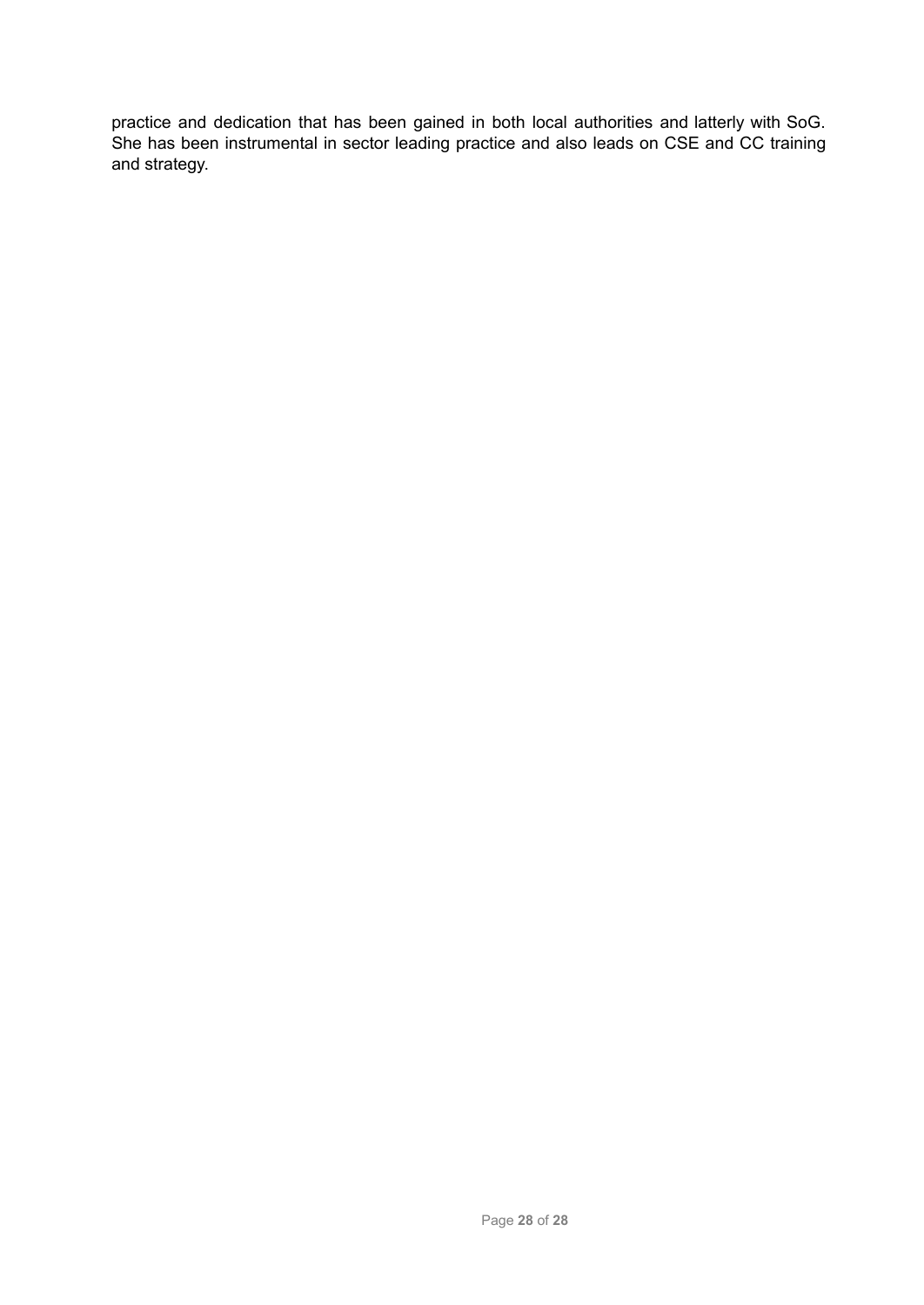practice and dedication that has been gained in both local authorities and latterly with SoG. She has been instrumental in sector leading practice and also leads on CSE and CC training and strategy.